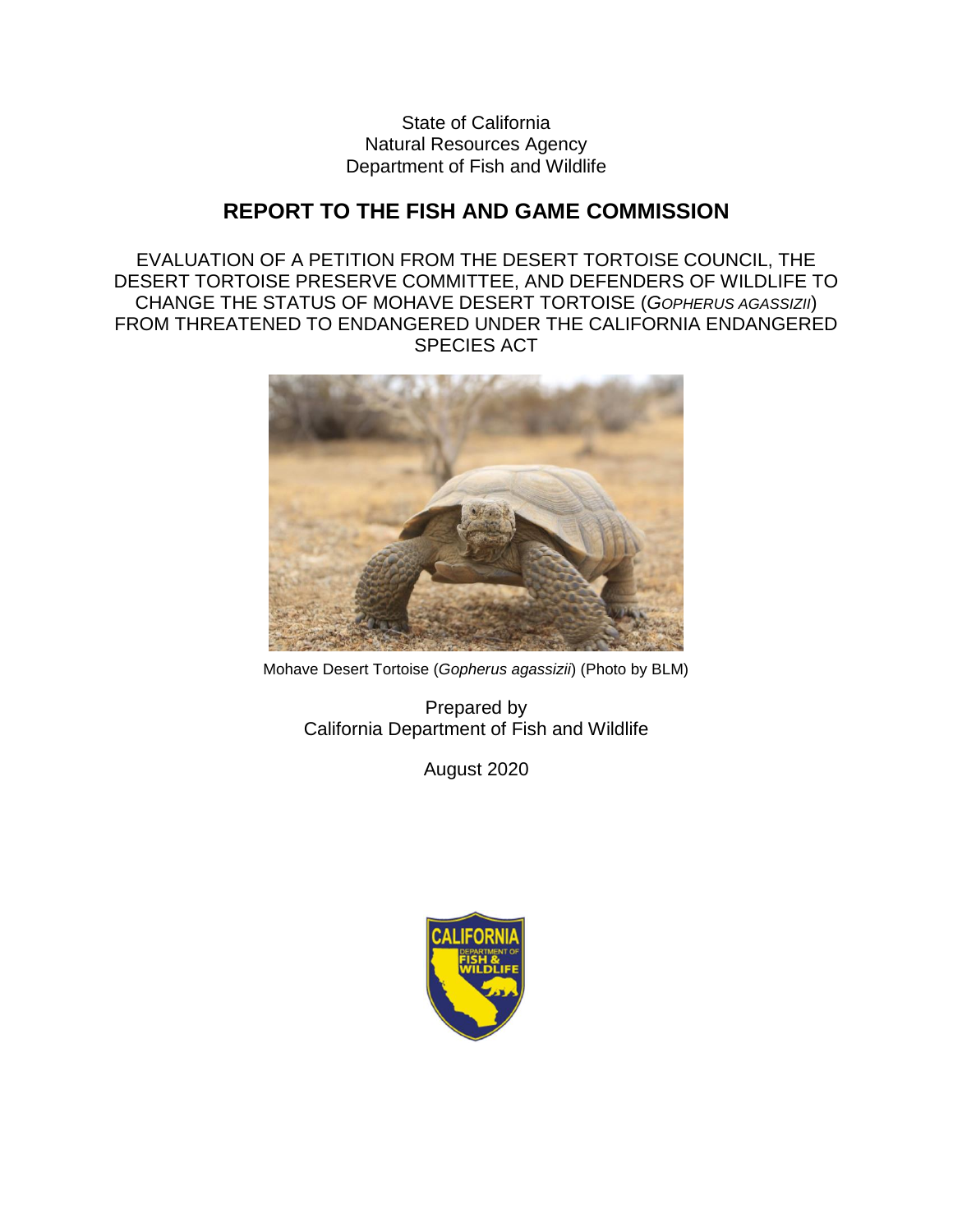State of California
Natural Resources Agency
Department of Fish and Wildlife

# REPORT TO THE FISH AND GAME COMMISSION

EVALUATION OF A PETITION FROM THE DESERT TORTOISE COUNCIL, THE DESERT TORTOISE PRESERVE COMMITTEE, AND DEFENDERS OF WILDLIFE TO CHANGE THE STATUS OF MOHAVE DESERT TORTOISE (*GOPHERUS AGASSIZII*) FROM THREATENED TO ENDANGERED UNDER THE CALIFORNIA ENDANGERED SPECIES ACT

Mohave Desert Tortoise (*Gopherus agassizii*) (Photo by BLM)

Prepared by
California Department of Fish and Wildlife

August 2020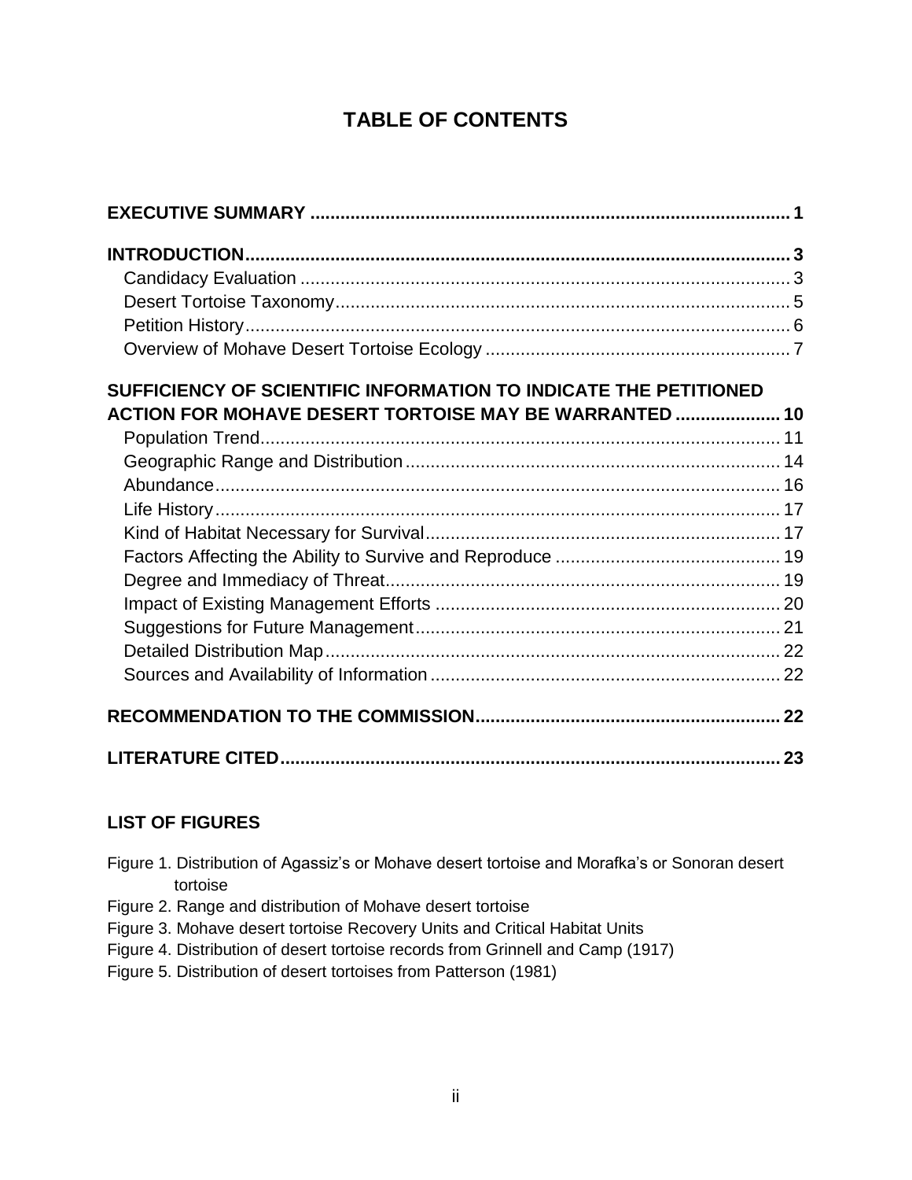# TABLE OF CONTENTS

**EXECUTIVE SUMMARY** ..... 1

**INTRODUCTION** ..... 3
- Candidacy Evaluation ..... 3
- Desert Tortoise Taxonomy ..... 5
- Petition History ..... 6
- Overview of Mohave Desert Tortoise Ecology ..... 7

**SUFFICIENCY OF SCIENTIFIC INFORMATION TO INDICATE THE PETITIONED ACTION FOR MOHAVE DESERT TORTOISE MAY BE WARRANTED** ..... 10
- Population Trend ..... 11
- Geographic Range and Distribution ..... 14
- Abundance ..... 16
- Life History ..... 17
- Kind of Habitat Necessary for Survival ..... 17
- Factors Affecting the Ability to Survive and Reproduce ..... 19
- Degree and Immediacy of Threat ..... 19
- Impact of Existing Management Efforts ..... 20
- Suggestions for Future Management ..... 21
- Detailed Distribution Map ..... 22
- Sources and Availability of Information ..... 22

**RECOMMENDATION TO THE COMMISSION** ..... 22

**LITERATURE CITED** ..... 23

## LIST OF FIGURES

Figure 1. Distribution of Agassiz's or Mohave desert tortoise and Morafka's or Sonoran desert tortoise

Figure 2. Range and distribution of Mohave desert tortoise

Figure 3. Mohave desert tortoise Recovery Units and Critical Habitat Units

Figure 4. Distribution of desert tortoise records from Grinnell and Camp (1917)

Figure 5. Distribution of desert tortoises from Patterson (1981)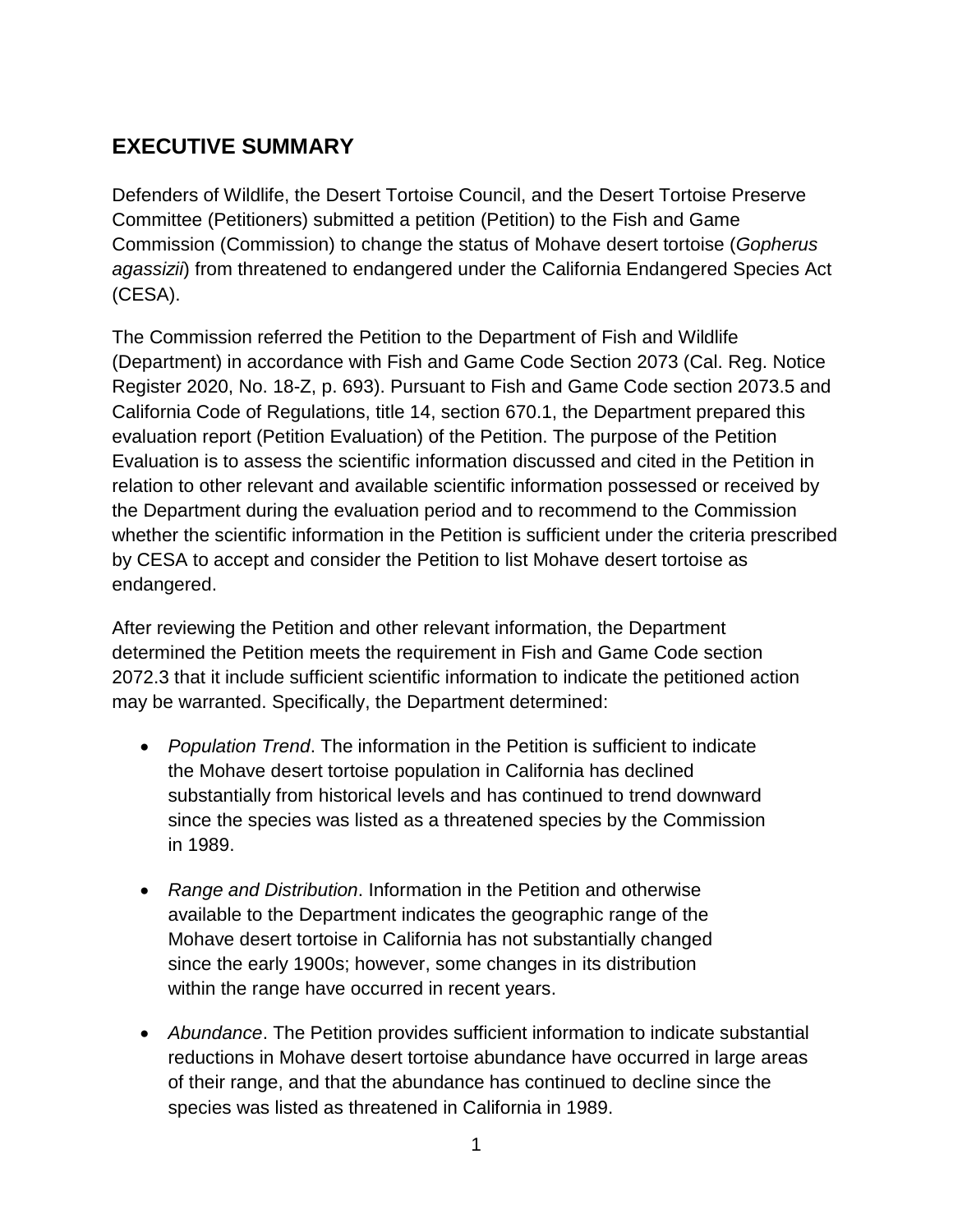## EXECUTIVE SUMMARY

Defenders of Wildlife, the Desert Tortoise Council, and the Desert Tortoise Preserve Committee (Petitioners) submitted a petition (Petition) to the Fish and Game Commission (Commission) to change the status of Mohave desert tortoise (*Gopherus agassizii*) from threatened to endangered under the California Endangered Species Act (CESA).

The Commission referred the Petition to the Department of Fish and Wildlife (Department) in accordance with Fish and Game Code Section 2073 (Cal. Reg. Notice Register 2020, No. 18-Z, p. 693). Pursuant to Fish and Game Code section 2073.5 and California Code of Regulations, title 14, section 670.1, the Department prepared this evaluation report (Petition Evaluation) of the Petition. The purpose of the Petition Evaluation is to assess the scientific information discussed and cited in the Petition in relation to other relevant and available scientific information possessed or received by the Department during the evaluation period and to recommend to the Commission whether the scientific information in the Petition is sufficient under the criteria prescribed by CESA to accept and consider the Petition to list Mohave desert tortoise as endangered.

After reviewing the Petition and other relevant information, the Department determined the Petition meets the requirement in Fish and Game Code section 2072.3 that it include sufficient scientific information to indicate the petitioned action may be warranted. Specifically, the Department determined:

- *Population Trend*. The information in the Petition is sufficient to indicate the Mohave desert tortoise population in California has declined substantially from historical levels and has continued to trend downward since the species was listed as a threatened species by the Commission in 1989.

- *Range and Distribution*. Information in the Petition and otherwise available to the Department indicates the geographic range of the Mohave desert tortoise in California has not substantially changed since the early 1900s; however, some changes in its distribution within the range have occurred in recent years.

- *Abundance*. The Petition provides sufficient information to indicate substantial reductions in Mohave desert tortoise abundance have occurred in large areas of their range, and that the abundance has continued to decline since the species was listed as threatened in California in 1989.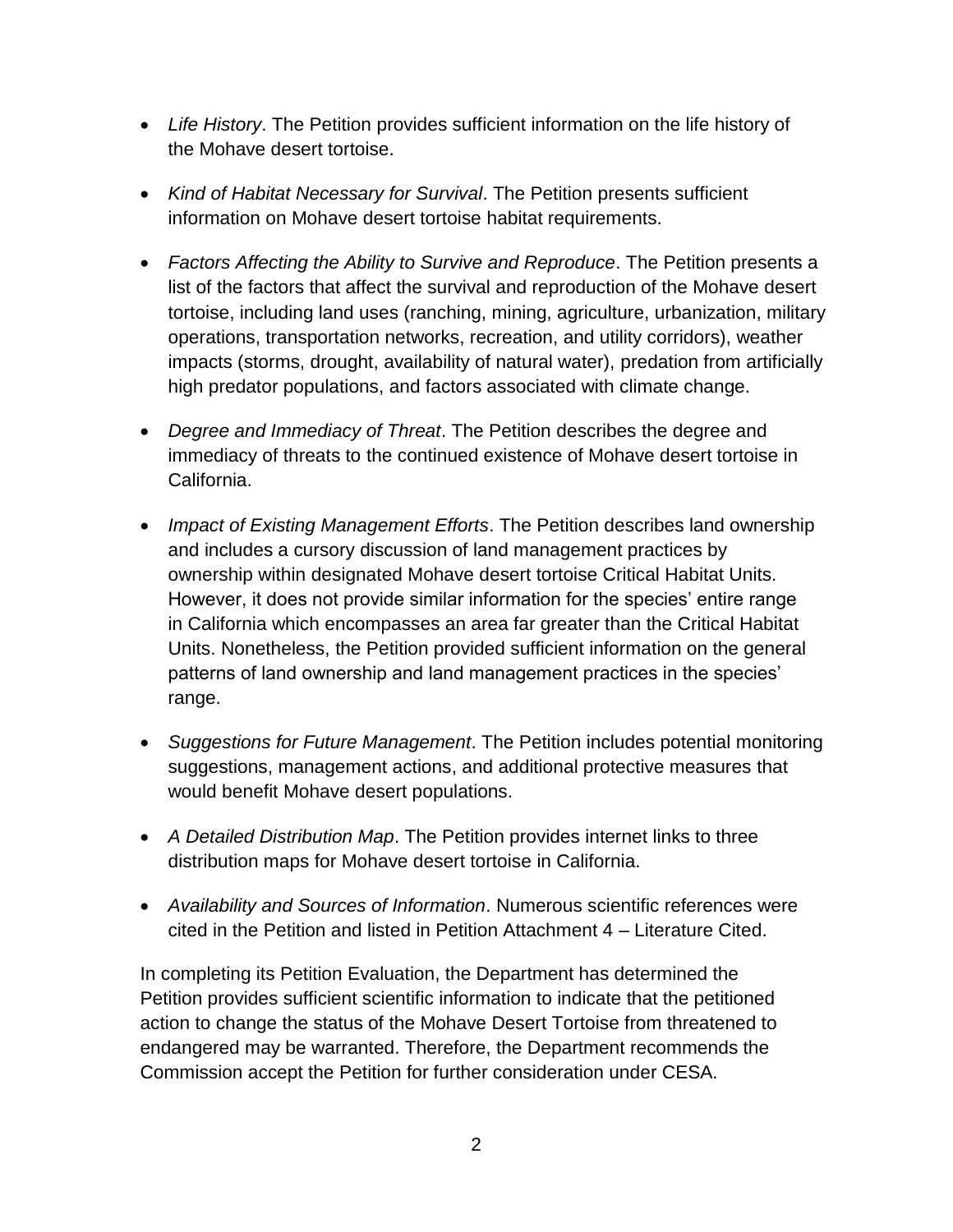- *Life History*. The Petition provides sufficient information on the life history of the Mohave desert tortoise.
- *Kind of Habitat Necessary for Survival*. The Petition presents sufficient information on Mohave desert tortoise habitat requirements.
- *Factors Affecting the Ability to Survive and Reproduce*. The Petition presents a list of the factors that affect the survival and reproduction of the Mohave desert tortoise, including land uses (ranching, mining, agriculture, urbanization, military operations, transportation networks, recreation, and utility corridors), weather impacts (storms, drought, availability of natural water), predation from artificially high predator populations, and factors associated with climate change.
- *Degree and Immediacy of Threat*. The Petition describes the degree and immediacy of threats to the continued existence of Mohave desert tortoise in California.
- *Impact of Existing Management Efforts*. The Petition describes land ownership and includes a cursory discussion of land management practices by ownership within designated Mohave desert tortoise Critical Habitat Units. However, it does not provide similar information for the species' entire range in California which encompasses an area far greater than the Critical Habitat Units. Nonetheless, the Petition provided sufficient information on the general patterns of land ownership and land management practices in the species' range.
- *Suggestions for Future Management*. The Petition includes potential monitoring suggestions, management actions, and additional protective measures that would benefit Mohave desert populations.
- *A Detailed Distribution Map*. The Petition provides internet links to three distribution maps for Mohave desert tortoise in California.
- *Availability and Sources of Information*. Numerous scientific references were cited in the Petition and listed in Petition Attachment 4 – Literature Cited.

In completing its Petition Evaluation, the Department has determined the Petition provides sufficient scientific information to indicate that the petitioned action to change the status of the Mohave Desert Tortoise from threatened to endangered may be warranted. Therefore, the Department recommends the Commission accept the Petition for further consideration under CESA.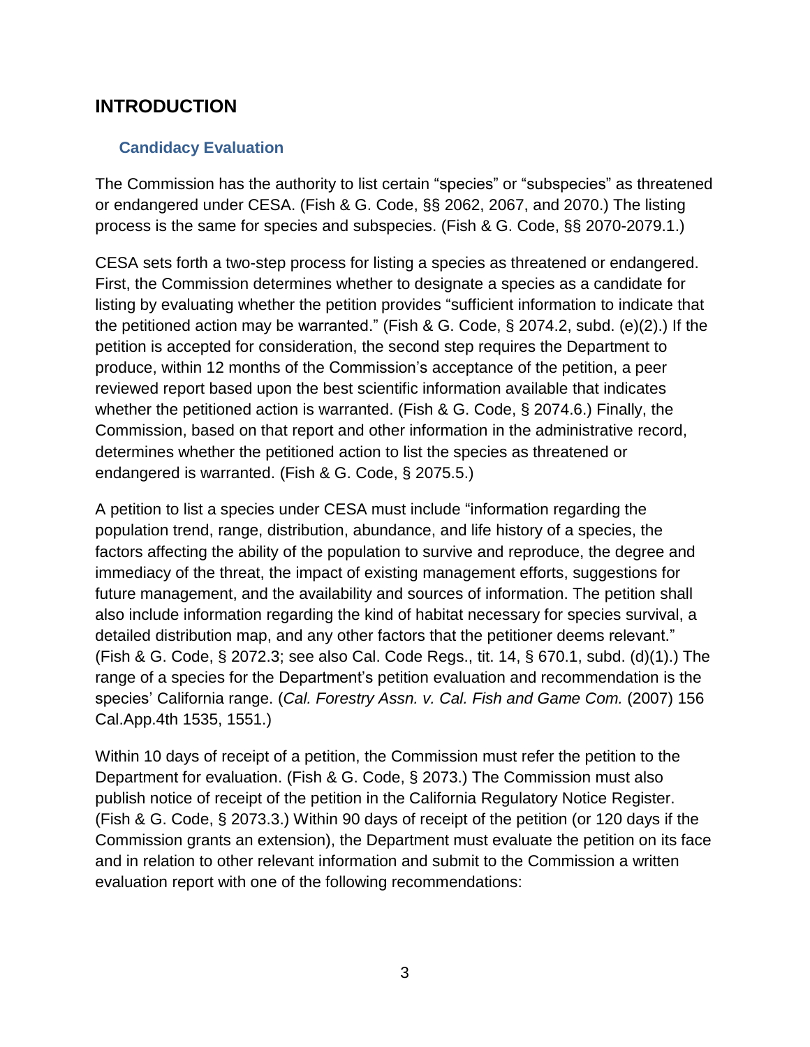## INTRODUCTION

### Candidacy Evaluation

The Commission has the authority to list certain “species” or “subspecies” as threatened or endangered under CESA. (Fish & G. Code, §§ 2062, 2067, and 2070.) The listing process is the same for species and subspecies. (Fish & G. Code, §§ 2070-2079.1.)

CESA sets forth a two-step process for listing a species as threatened or endangered. First, the Commission determines whether to designate a species as a candidate for listing by evaluating whether the petition provides “sufficient information to indicate that the petitioned action may be warranted.” (Fish & G. Code, § 2074.2, subd. (e)(2).) If the petition is accepted for consideration, the second step requires the Department to produce, within 12 months of the Commission’s acceptance of the petition, a peer reviewed report based upon the best scientific information available that indicates whether the petitioned action is warranted. (Fish & G. Code, § 2074.6.) Finally, the Commission, based on that report and other information in the administrative record, determines whether the petitioned action to list the species as threatened or endangered is warranted. (Fish & G. Code, § 2075.5.)

A petition to list a species under CESA must include “information regarding the population trend, range, distribution, abundance, and life history of a species, the factors affecting the ability of the population to survive and reproduce, the degree and immediacy of the threat, the impact of existing management efforts, suggestions for future management, and the availability and sources of information. The petition shall also include information regarding the kind of habitat necessary for species survival, a detailed distribution map, and any other factors that the petitioner deems relevant.” (Fish & G. Code, § 2072.3; see also Cal. Code Regs., tit. 14, § 670.1, subd. (d)(1).) The range of a species for the Department’s petition evaluation and recommendation is the species’ California range. (*Cal. Forestry Assn. v. Cal. Fish and Game Com.* (2007) 156 Cal.App.4th 1535, 1551.)

Within 10 days of receipt of a petition, the Commission must refer the petition to the Department for evaluation. (Fish & G. Code, § 2073.) The Commission must also publish notice of receipt of the petition in the California Regulatory Notice Register. (Fish & G. Code, § 2073.3.) Within 90 days of receipt of the petition (or 120 days if the Commission grants an extension), the Department must evaluate the petition on its face and in relation to other relevant information and submit to the Commission a written evaluation report with one of the following recommendations: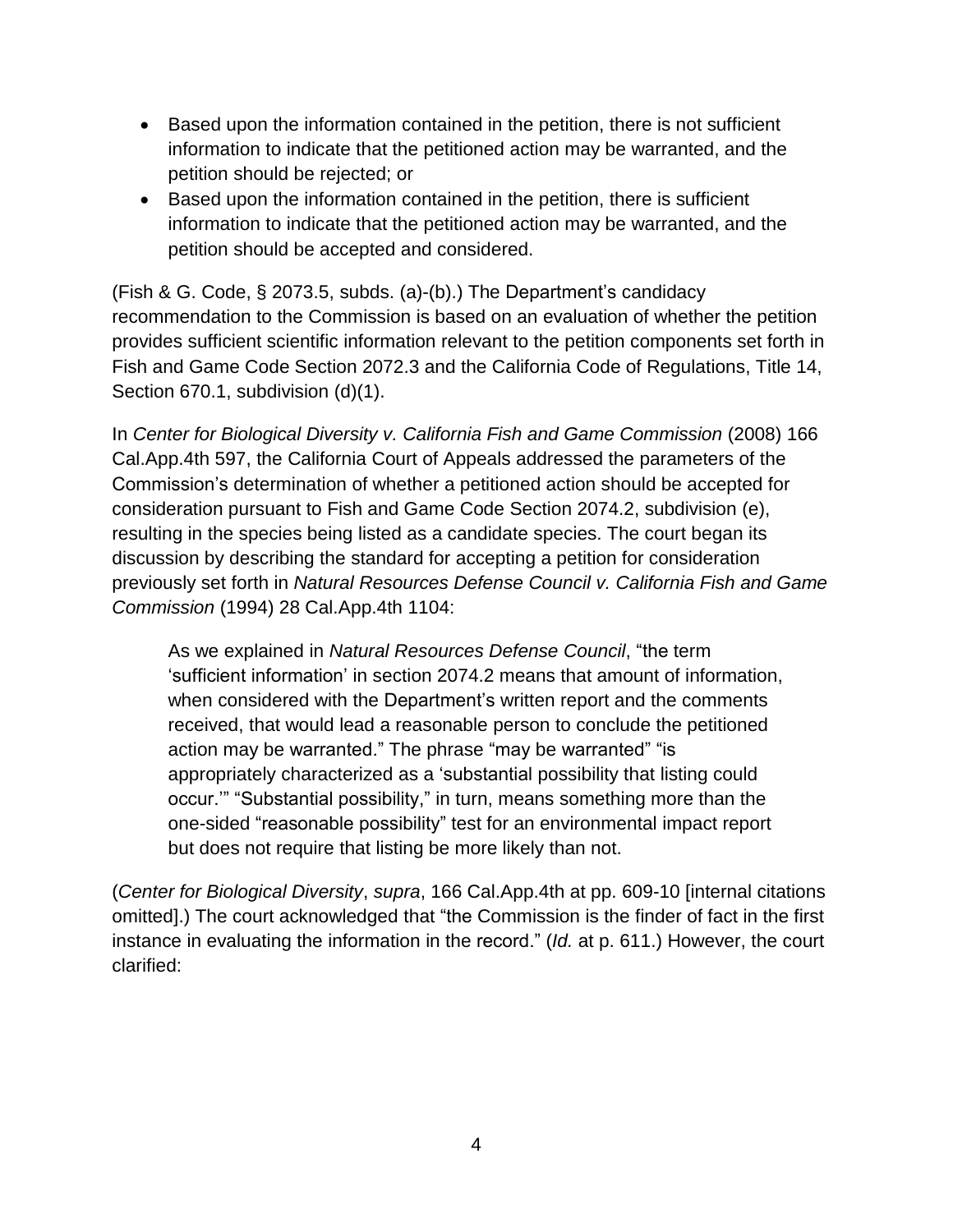- Based upon the information contained in the petition, there is not sufficient information to indicate that the petitioned action may be warranted, and the petition should be rejected; or
- Based upon the information contained in the petition, there is sufficient information to indicate that the petitioned action may be warranted, and the petition should be accepted and considered.

(Fish & G. Code, § 2073.5, subds. (a)-(b).) The Department's candidacy recommendation to the Commission is based on an evaluation of whether the petition provides sufficient scientific information relevant to the petition components set forth in Fish and Game Code Section 2072.3 and the California Code of Regulations, Title 14, Section 670.1, subdivision (d)(1).

In *Center for Biological Diversity v. California Fish and Game Commission* (2008) 166 Cal.App.4th 597, the California Court of Appeals addressed the parameters of the Commission's determination of whether a petitioned action should be accepted for consideration pursuant to Fish and Game Code Section 2074.2, subdivision (e), resulting in the species being listed as a candidate species. The court began its discussion by describing the standard for accepting a petition for consideration previously set forth in *Natural Resources Defense Council v. California Fish and Game Commission* (1994) 28 Cal.App.4th 1104:

> As we explained in *Natural Resources Defense Council*, "the term 'sufficient information' in section 2074.2 means that amount of information, when considered with the Department's written report and the comments received, that would lead a reasonable person to conclude the petitioned action may be warranted." The phrase "may be warranted" "is appropriately characterized as a 'substantial possibility that listing could occur.'" "Substantial possibility," in turn, means something more than the one-sided "reasonable possibility" test for an environmental impact report but does not require that listing be more likely than not.

(*Center for Biological Diversity*, *supra*, 166 Cal.App.4th at pp. 609-10 [internal citations omitted].) The court acknowledged that "the Commission is the finder of fact in the first instance in evaluating the information in the record." (*Id.* at p. 611.) However, the court clarified: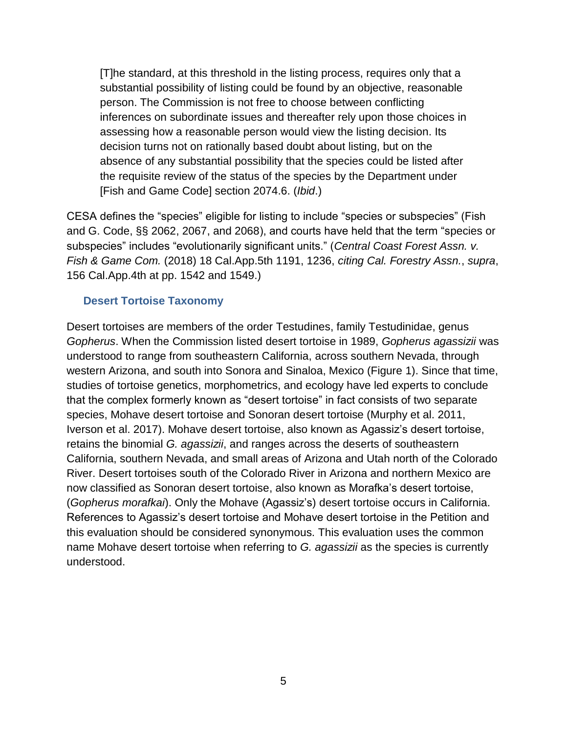> [T]he standard, at this threshold in the listing process, requires only that a substantial possibility of listing could be found by an objective, reasonable person. The Commission is not free to choose between conflicting inferences on subordinate issues and thereafter rely upon those choices in assessing how a reasonable person would view the listing decision. Its decision turns not on rationally based doubt about listing, but on the absence of any substantial possibility that the species could be listed after the requisite review of the status of the species by the Department under [Fish and Game Code] section 2074.6. (*Ibid*.)

CESA defines the "species" eligible for listing to include "species or subspecies" (Fish and G. Code, §§ 2062, 2067, and 2068), and courts have held that the term "species or subspecies" includes "evolutionarily significant units." (*Central Coast Forest Assn. v. Fish & Game Com.* (2018) 18 Cal.App.5th 1191, 1236, *citing Cal. Forestry Assn.*, *supra*, 156 Cal.App.4th at pp. 1542 and 1549.)

### Desert Tortoise Taxonomy

Desert tortoises are members of the order Testudines, family Testudinidae, genus *Gopherus*. When the Commission listed desert tortoise in 1989, *Gopherus agassizii* was understood to range from southeastern California, across southern Nevada, through western Arizona, and south into Sonora and Sinaloa, Mexico (Figure 1). Since that time, studies of tortoise genetics, morphometrics, and ecology have led experts to conclude that the complex formerly known as "desert tortoise" in fact consists of two separate species, Mohave desert tortoise and Sonoran desert tortoise (Murphy et al. 2011, Iverson et al. 2017). Mohave desert tortoise, also known as Agassiz's desert tortoise, retains the binomial *G. agassizii*, and ranges across the deserts of southeastern California, southern Nevada, and small areas of Arizona and Utah north of the Colorado River. Desert tortoises south of the Colorado River in Arizona and northern Mexico are now classified as Sonoran desert tortoise, also known as Morafka's desert tortoise, (*Gopherus morafkai*). Only the Mohave (Agassiz's) desert tortoise occurs in California. References to Agassiz's desert tortoise and Mohave desert tortoise in the Petition and this evaluation should be considered synonymous. This evaluation uses the common name Mohave desert tortoise when referring to *G. agassizii* as the species is currently understood.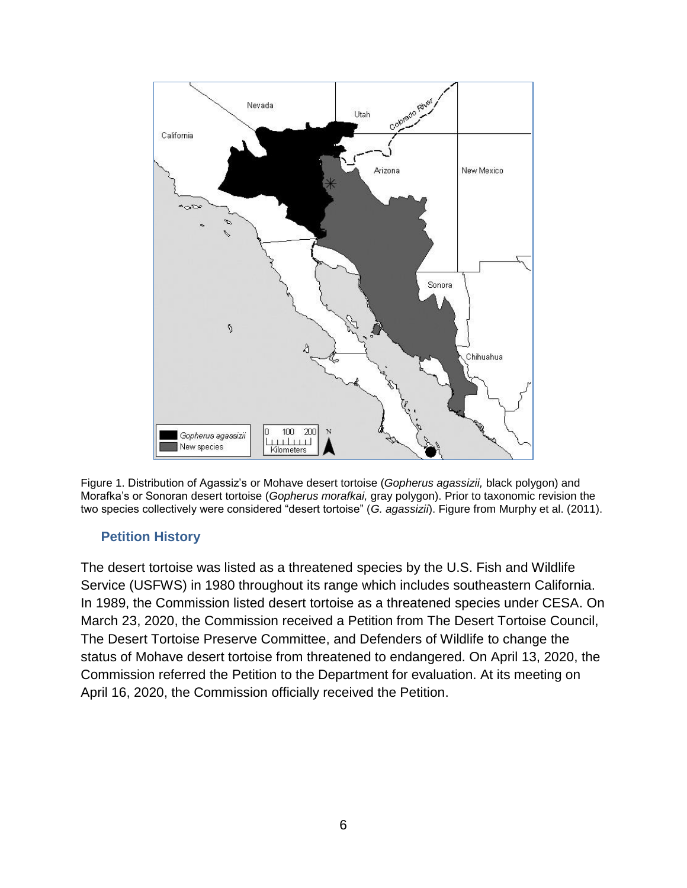Figure 1. Distribution of Agassiz's or Mohave desert tortoise (*Gopherus agassizii,* black polygon) and Morafka's or Sonoran desert tortoise (*Gopherus morafkai,* gray polygon). Prior to taxonomic revision the two species collectively were considered "desert tortoise" (*G. agassizii*). Figure from Murphy et al. (2011).

## Petition History

The desert tortoise was listed as a threatened species by the U.S. Fish and Wildlife Service (USFWS) in 1980 throughout its range which includes southeastern California. In 1989, the Commission listed desert tortoise as a threatened species under CESA. On March 23, 2020, the Commission received a Petition from The Desert Tortoise Council, The Desert Tortoise Preserve Committee, and Defenders of Wildlife to change the status of Mohave desert tortoise from threatened to endangered. On April 13, 2020, the Commission referred the Petition to the Department for evaluation. At its meeting on April 16, 2020, the Commission officially received the Petition.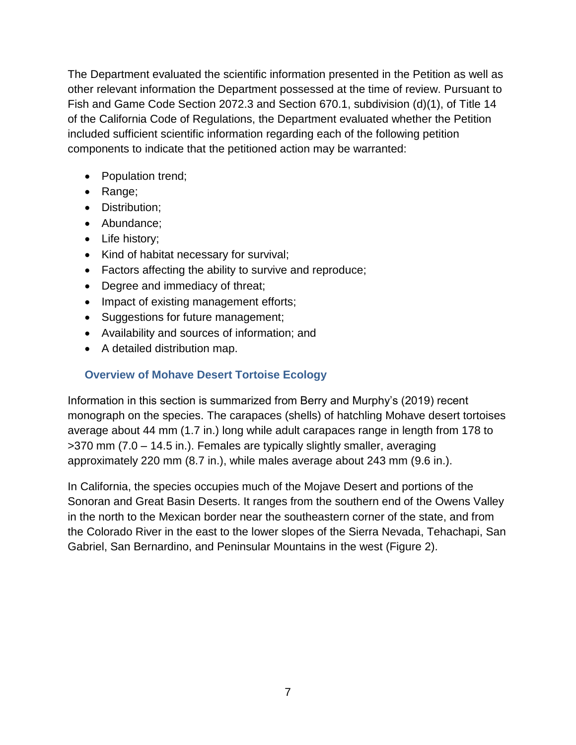The Department evaluated the scientific information presented in the Petition as well as other relevant information the Department possessed at the time of review. Pursuant to Fish and Game Code Section 2072.3 and Section 670.1, subdivision (d)(1), of Title 14 of the California Code of Regulations, the Department evaluated whether the Petition included sufficient scientific information regarding each of the following petition components to indicate that the petitioned action may be warranted:

- Population trend;
- Range;
- Distribution;
- Abundance;
- Life history;
- Kind of habitat necessary for survival;
- Factors affecting the ability to survive and reproduce;
- Degree and immediacy of threat;
- Impact of existing management efforts;
- Suggestions for future management;
- Availability and sources of information; and
- A detailed distribution map.

### Overview of Mohave Desert Tortoise Ecology

Information in this section is summarized from Berry and Murphy's (2019) recent monograph on the species. The carapaces (shells) of hatchling Mohave desert tortoises average about 44 mm (1.7 in.) long while adult carapaces range in length from 178 to >370 mm (7.0 – 14.5 in.). Females are typically slightly smaller, averaging approximately 220 mm (8.7 in.), while males average about 243 mm (9.6 in.).

In California, the species occupies much of the Mojave Desert and portions of the Sonoran and Great Basin Deserts. It ranges from the southern end of the Owens Valley in the north to the Mexican border near the southeastern corner of the state, and from the Colorado River in the east to the lower slopes of the Sierra Nevada, Tehachapi, San Gabriel, San Bernardino, and Peninsular Mountains in the west (Figure 2).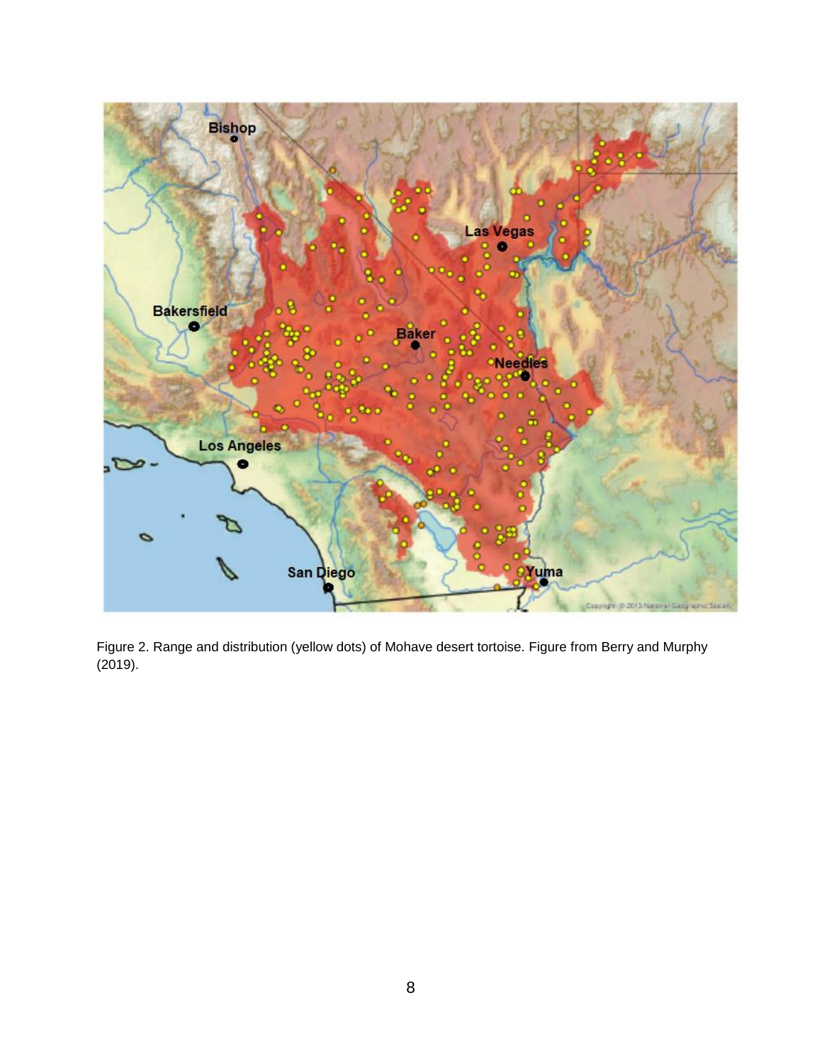Figure 2. Range and distribution (yellow dots) of Mohave desert tortoise. Figure from Berry and Murphy (2019).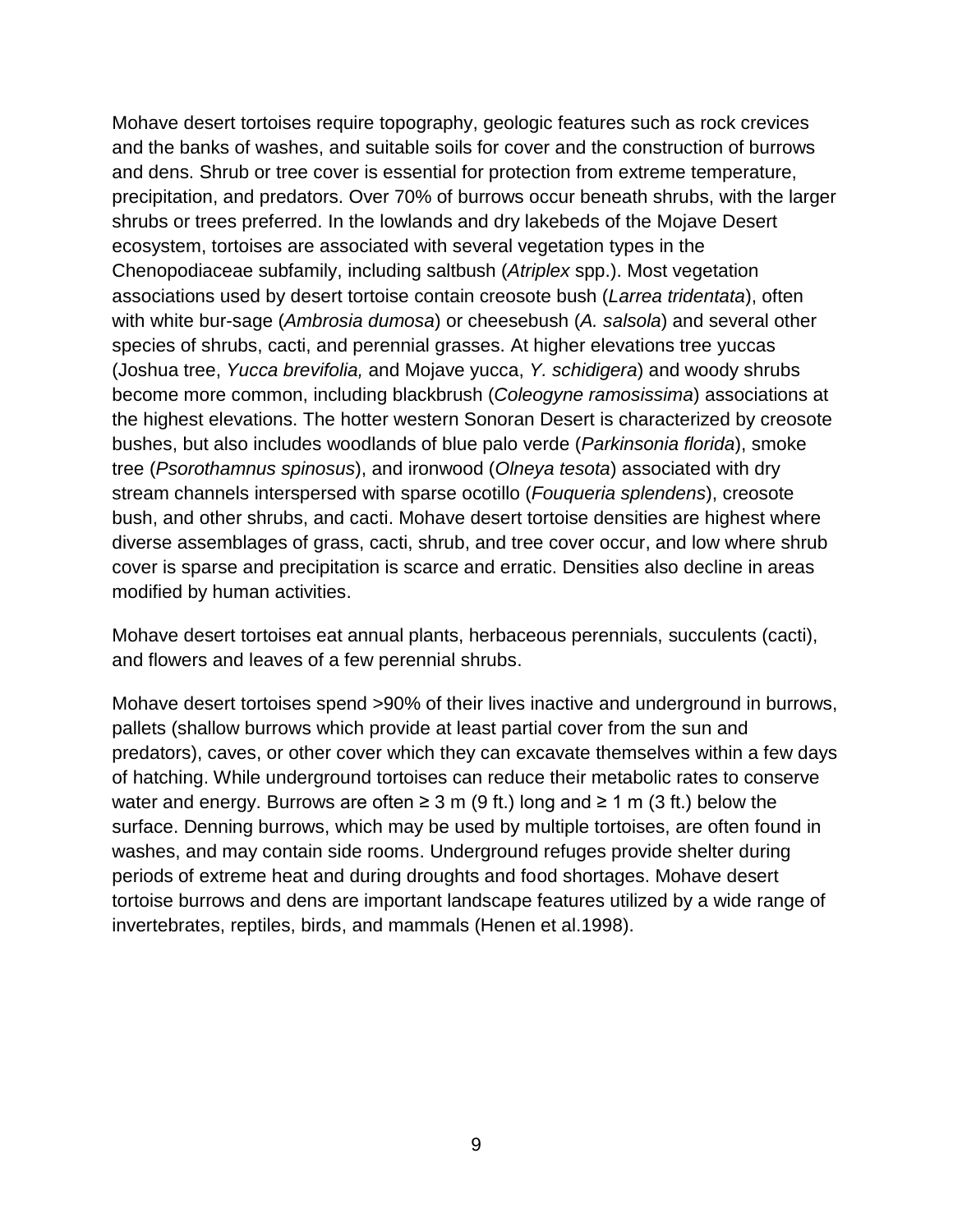Mohave desert tortoises require topography, geologic features such as rock crevices and the banks of washes, and suitable soils for cover and the construction of burrows and dens. Shrub or tree cover is essential for protection from extreme temperature, precipitation, and predators. Over 70% of burrows occur beneath shrubs, with the larger shrubs or trees preferred. In the lowlands and dry lakebeds of the Mojave Desert ecosystem, tortoises are associated with several vegetation types in the Chenopodiaceae subfamily, including saltbush (*Atriplex* spp.). Most vegetation associations used by desert tortoise contain creosote bush (*Larrea tridentata*), often with white bur-sage (*Ambrosia dumosa*) or cheesebush (*A. salsola*) and several other species of shrubs, cacti, and perennial grasses. At higher elevations tree yuccas (Joshua tree, *Yucca brevifolia,* and Mojave yucca, *Y. schidigera*) and woody shrubs become more common, including blackbrush (*Coleogyne ramosissima*) associations at the highest elevations. The hotter western Sonoran Desert is characterized by creosote bushes, but also includes woodlands of blue palo verde (*Parkinsonia florida*), smoke tree (*Psorothamnus spinosus*), and ironwood (*Olneya tesota*) associated with dry stream channels interspersed with sparse ocotillo (*Fouqueria splendens*), creosote bush, and other shrubs, and cacti. Mohave desert tortoise densities are highest where diverse assemblages of grass, cacti, shrub, and tree cover occur, and low where shrub cover is sparse and precipitation is scarce and erratic. Densities also decline in areas modified by human activities.

Mohave desert tortoises eat annual plants, herbaceous perennials, succulents (cacti), and flowers and leaves of a few perennial shrubs.

Mohave desert tortoises spend >90% of their lives inactive and underground in burrows, pallets (shallow burrows which provide at least partial cover from the sun and predators), caves, or other cover which they can excavate themselves within a few days of hatching. While underground tortoises can reduce their metabolic rates to conserve water and energy. Burrows are often ≥ 3 m (9 ft.) long and ≥ 1 m (3 ft.) below the surface. Denning burrows, which may be used by multiple tortoises, are often found in washes, and may contain side rooms. Underground refuges provide shelter during periods of extreme heat and during droughts and food shortages. Mohave desert tortoise burrows and dens are important landscape features utilized by a wide range of invertebrates, reptiles, birds, and mammals (Henen et al.1998).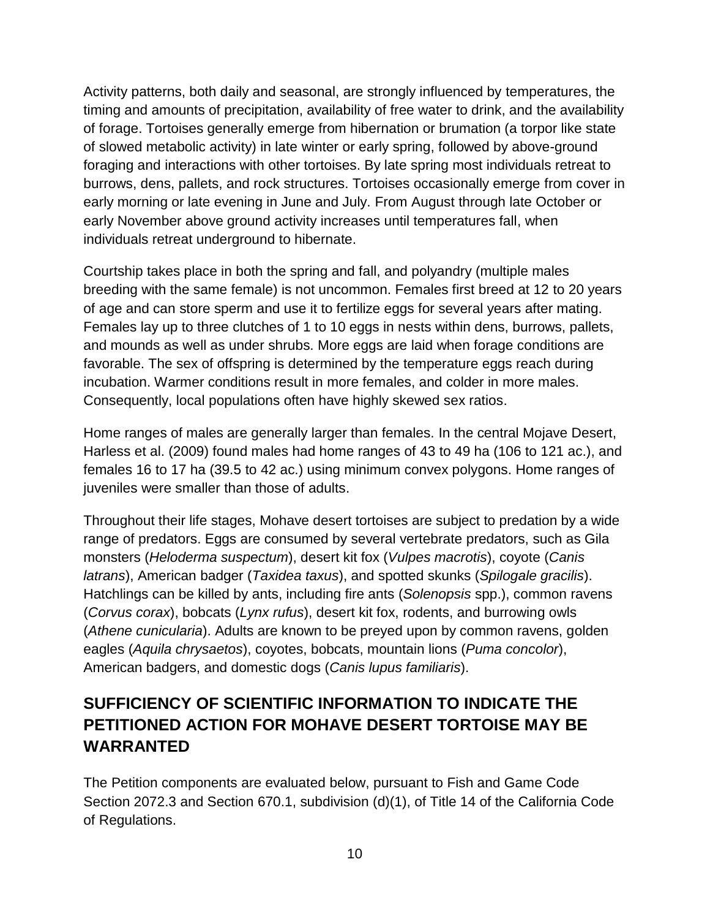Activity patterns, both daily and seasonal, are strongly influenced by temperatures, the timing and amounts of precipitation, availability of free water to drink, and the availability of forage. Tortoises generally emerge from hibernation or brumation (a torpor like state of slowed metabolic activity) in late winter or early spring, followed by above-ground foraging and interactions with other tortoises. By late spring most individuals retreat to burrows, dens, pallets, and rock structures. Tortoises occasionally emerge from cover in early morning or late evening in June and July. From August through late October or early November above ground activity increases until temperatures fall, when individuals retreat underground to hibernate.

Courtship takes place in both the spring and fall, and polyandry (multiple males breeding with the same female) is not uncommon. Females first breed at 12 to 20 years of age and can store sperm and use it to fertilize eggs for several years after mating. Females lay up to three clutches of 1 to 10 eggs in nests within dens, burrows, pallets, and mounds as well as under shrubs. More eggs are laid when forage conditions are favorable. The sex of offspring is determined by the temperature eggs reach during incubation. Warmer conditions result in more females, and colder in more males. Consequently, local populations often have highly skewed sex ratios.

Home ranges of males are generally larger than females. In the central Mojave Desert, Harless et al. (2009) found males had home ranges of 43 to 49 ha (106 to 121 ac.), and females 16 to 17 ha (39.5 to 42 ac.) using minimum convex polygons. Home ranges of juveniles were smaller than those of adults.

Throughout their life stages, Mohave desert tortoises are subject to predation by a wide range of predators. Eggs are consumed by several vertebrate predators, such as Gila monsters (*Heloderma suspectum*), desert kit fox (*Vulpes macrotis*), coyote (*Canis latrans*), American badger (*Taxidea taxus*), and spotted skunks (*Spilogale gracilis*). Hatchlings can be killed by ants, including fire ants (*Solenopsis* spp.), common ravens (*Corvus corax*), bobcats (*Lynx rufus*), desert kit fox, rodents, and burrowing owls (*Athene cunicularia*). Adults are known to be preyed upon by common ravens, golden eagles (*Aquila chrysaetos*), coyotes, bobcats, mountain lions (*Puma concolor*), American badgers, and domestic dogs (*Canis lupus familiaris*).

## SUFFICIENCY OF SCIENTIFIC INFORMATION TO INDICATE THE PETITIONED ACTION FOR MOHAVE DESERT TORTOISE MAY BE WARRANTED

The Petition components are evaluated below, pursuant to Fish and Game Code Section 2072.3 and Section 670.1, subdivision (d)(1), of Title 14 of the California Code of Regulations.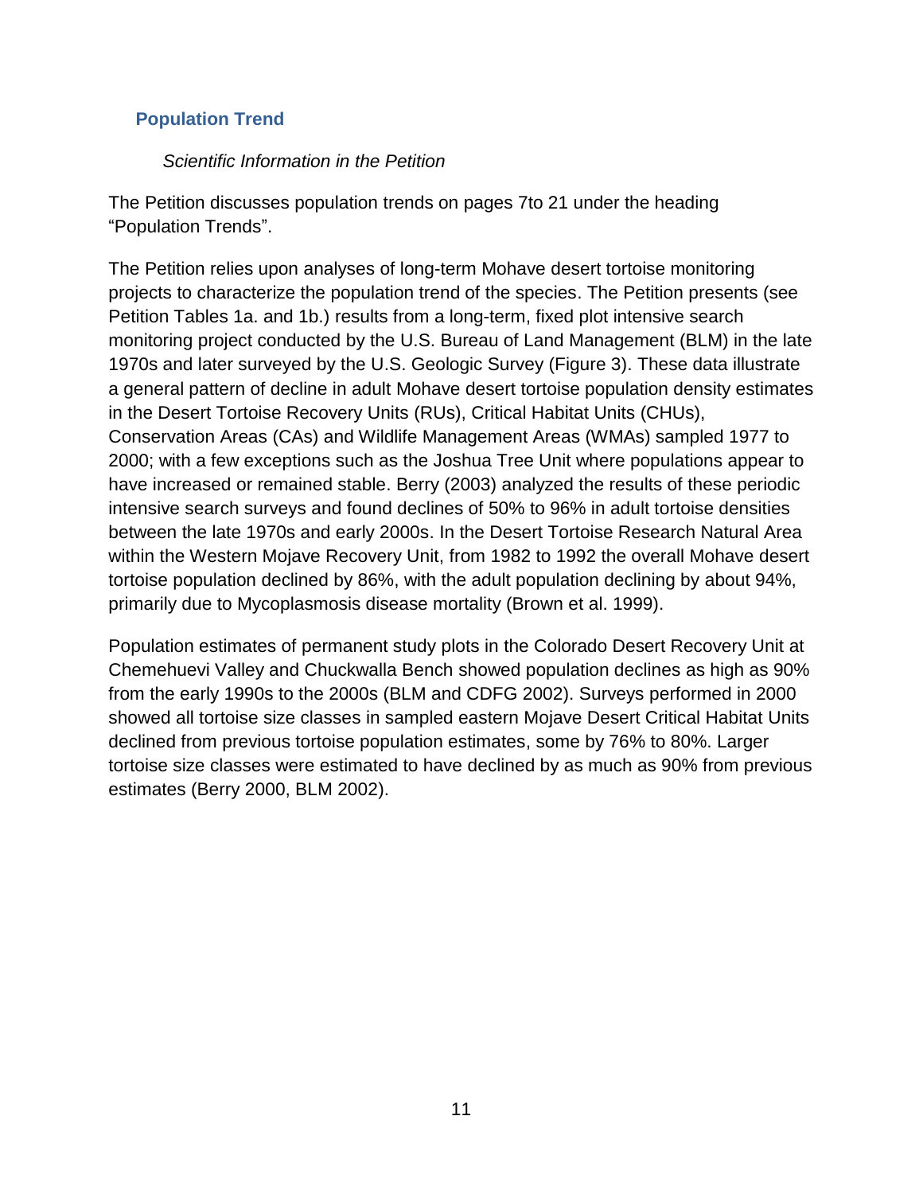## Population Trend

*Scientific Information in the Petition*

The Petition discusses population trends on pages 7to 21 under the heading "Population Trends".

The Petition relies upon analyses of long-term Mohave desert tortoise monitoring projects to characterize the population trend of the species. The Petition presents (see Petition Tables 1a. and 1b.) results from a long-term, fixed plot intensive search monitoring project conducted by the U.S. Bureau of Land Management (BLM) in the late 1970s and later surveyed by the U.S. Geologic Survey (Figure 3). These data illustrate a general pattern of decline in adult Mohave desert tortoise population density estimates in the Desert Tortoise Recovery Units (RUs), Critical Habitat Units (CHUs), Conservation Areas (CAs) and Wildlife Management Areas (WMAs) sampled 1977 to 2000; with a few exceptions such as the Joshua Tree Unit where populations appear to have increased or remained stable. Berry (2003) analyzed the results of these periodic intensive search surveys and found declines of 50% to 96% in adult tortoise densities between the late 1970s and early 2000s. In the Desert Tortoise Research Natural Area within the Western Mojave Recovery Unit, from 1982 to 1992 the overall Mohave desert tortoise population declined by 86%, with the adult population declining by about 94%, primarily due to Mycoplasmosis disease mortality (Brown et al. 1999).

Population estimates of permanent study plots in the Colorado Desert Recovery Unit at Chemehuevi Valley and Chuckwalla Bench showed population declines as high as 90% from the early 1990s to the 2000s (BLM and CDFG 2002). Surveys performed in 2000 showed all tortoise size classes in sampled eastern Mojave Desert Critical Habitat Units declined from previous tortoise population estimates, some by 76% to 80%. Larger tortoise size classes were estimated to have declined by as much as 90% from previous estimates (Berry 2000, BLM 2002).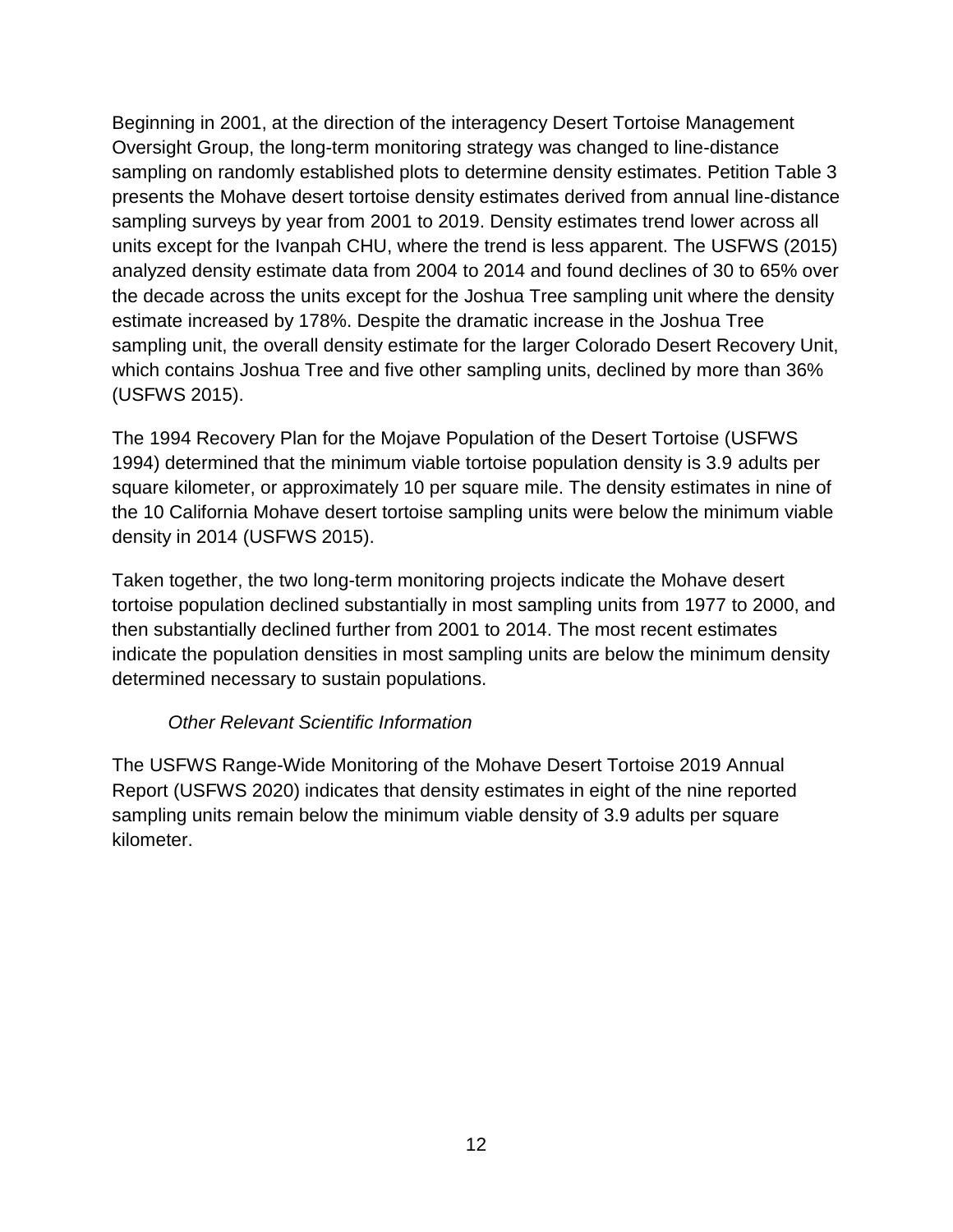Beginning in 2001, at the direction of the interagency Desert Tortoise Management Oversight Group, the long-term monitoring strategy was changed to line-distance sampling on randomly established plots to determine density estimates. Petition Table 3 presents the Mohave desert tortoise density estimates derived from annual line-distance sampling surveys by year from 2001 to 2019. Density estimates trend lower across all units except for the Ivanpah CHU, where the trend is less apparent. The USFWS (2015) analyzed density estimate data from 2004 to 2014 and found declines of 30 to 65% over the decade across the units except for the Joshua Tree sampling unit where the density estimate increased by 178%. Despite the dramatic increase in the Joshua Tree sampling unit, the overall density estimate for the larger Colorado Desert Recovery Unit, which contains Joshua Tree and five other sampling units, declined by more than 36% (USFWS 2015).

The 1994 Recovery Plan for the Mojave Population of the Desert Tortoise (USFWS 1994) determined that the minimum viable tortoise population density is 3.9 adults per square kilometer, or approximately 10 per square mile. The density estimates in nine of the 10 California Mohave desert tortoise sampling units were below the minimum viable density in 2014 (USFWS 2015).

Taken together, the two long-term monitoring projects indicate the Mohave desert tortoise population declined substantially in most sampling units from 1977 to 2000, and then substantially declined further from 2001 to 2014. The most recent estimates indicate the population densities in most sampling units are below the minimum density determined necessary to sustain populations.

*Other Relevant Scientific Information*

The USFWS Range-Wide Monitoring of the Mohave Desert Tortoise 2019 Annual Report (USFWS 2020) indicates that density estimates in eight of the nine reported sampling units remain below the minimum viable density of 3.9 adults per square kilometer.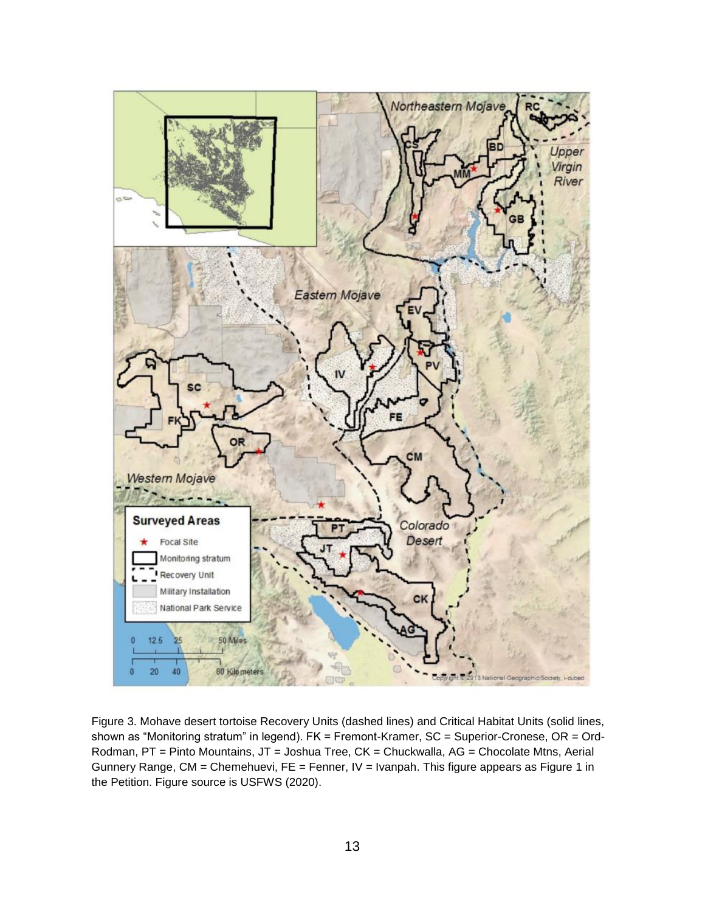Figure 3. Mohave desert tortoise Recovery Units (dashed lines) and Critical Habitat Units (solid lines, shown as "Monitoring stratum" in legend). FK = Fremont-Kramer, SC = Superior-Cronese, OR = Ord-Rodman, PT = Pinto Mountains, JT = Joshua Tree, CK = Chuckwalla, AG = Chocolate Mtns, Aerial Gunnery Range, CM = Chemehuevi, FE = Fenner, IV = Ivanpah. This figure appears as Figure 1 in the Petition. Figure source is USFWS (2020).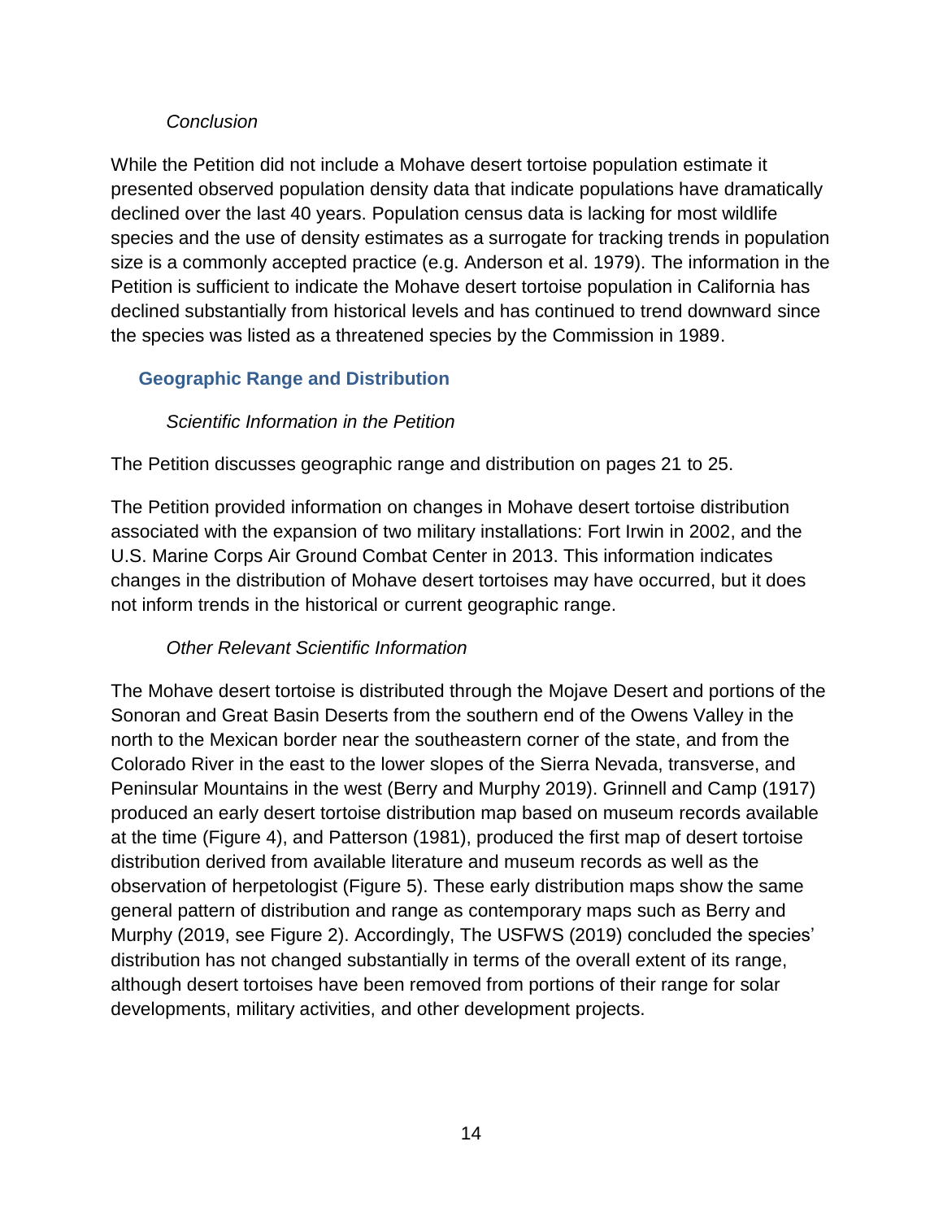*Conclusion*

While the Petition did not include a Mohave desert tortoise population estimate it presented observed population density data that indicate populations have dramatically declined over the last 40 years. Population census data is lacking for most wildlife species and the use of density estimates as a surrogate for tracking trends in population size is a commonly accepted practice (e.g. Anderson et al. 1979). The information in the Petition is sufficient to indicate the Mohave desert tortoise population in California has declined substantially from historical levels and has continued to trend downward since the species was listed as a threatened species by the Commission in 1989.

## Geographic Range and Distribution

*Scientific Information in the Petition*

The Petition discusses geographic range and distribution on pages 21 to 25.

The Petition provided information on changes in Mohave desert tortoise distribution associated with the expansion of two military installations: Fort Irwin in 2002, and the U.S. Marine Corps Air Ground Combat Center in 2013. This information indicates changes in the distribution of Mohave desert tortoises may have occurred, but it does not inform trends in the historical or current geographic range.

*Other Relevant Scientific Information*

The Mohave desert tortoise is distributed through the Mojave Desert and portions of the Sonoran and Great Basin Deserts from the southern end of the Owens Valley in the north to the Mexican border near the southeastern corner of the state, and from the Colorado River in the east to the lower slopes of the Sierra Nevada, transverse, and Peninsular Mountains in the west (Berry and Murphy 2019). Grinnell and Camp (1917) produced an early desert tortoise distribution map based on museum records available at the time (Figure 4), and Patterson (1981), produced the first map of desert tortoise distribution derived from available literature and museum records as well as the observation of herpetologist (Figure 5). These early distribution maps show the same general pattern of distribution and range as contemporary maps such as Berry and Murphy (2019, see Figure 2). Accordingly, The USFWS (2019) concluded the species' distribution has not changed substantially in terms of the overall extent of its range, although desert tortoises have been removed from portions of their range for solar developments, military activities, and other development projects.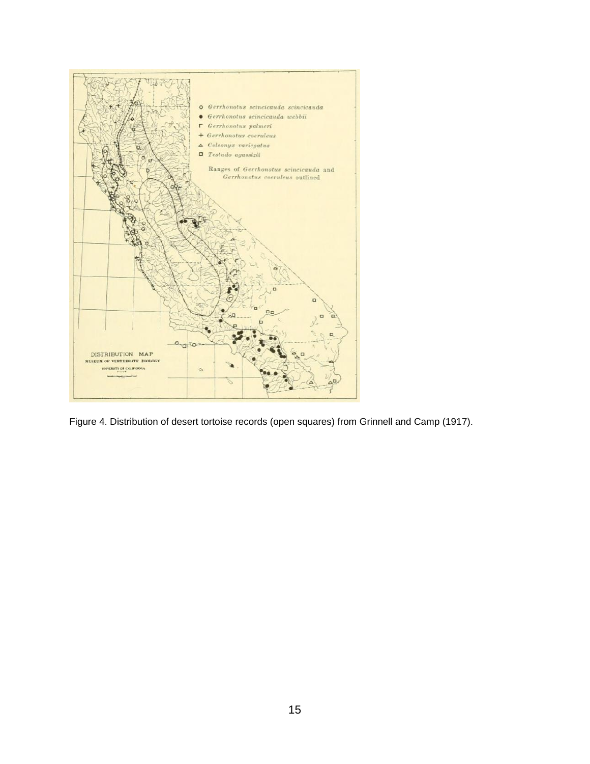Figure 4. Distribution of desert tortoise records (open squares) from Grinnell and Camp (1917).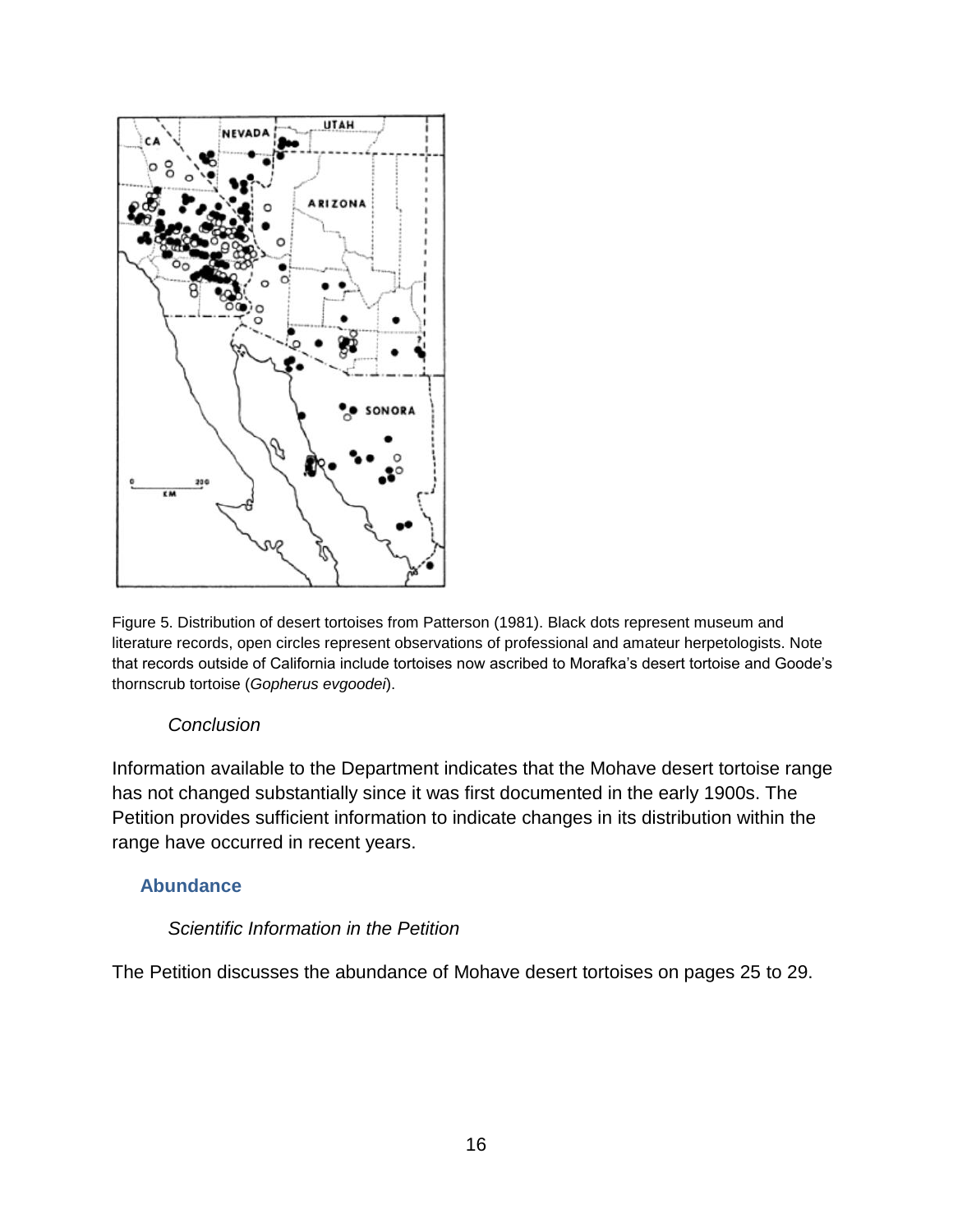Figure 5. Distribution of desert tortoises from Patterson (1981). Black dots represent museum and literature records, open circles represent observations of professional and amateur herpetologists. Note that records outside of California include tortoises now ascribed to Morafka's desert tortoise and Goode's thornscrub tortoise (*Gopherus evgoodei*).

#### *Conclusion*

Information available to the Department indicates that the Mohave desert tortoise range has not changed substantially since it was first documented in the early 1900s. The Petition provides sufficient information to indicate changes in its distribution within the range have occurred in recent years.

### Abundance

#### *Scientific Information in the Petition*

The Petition discusses the abundance of Mohave desert tortoises on pages 25 to 29.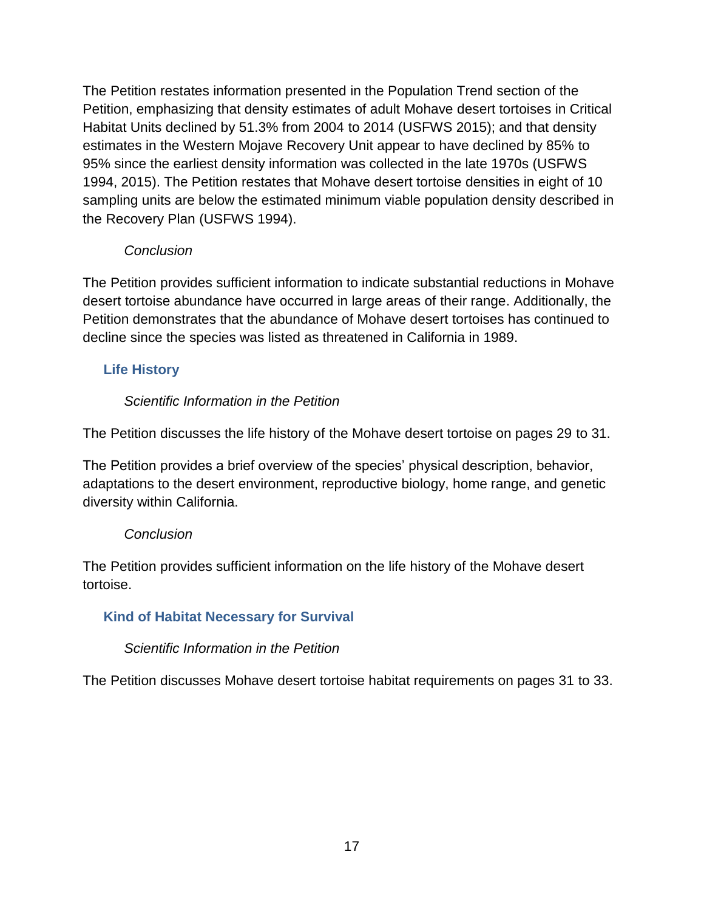The Petition restates information presented in the Population Trend section of the Petition, emphasizing that density estimates of adult Mohave desert tortoises in Critical Habitat Units declined by 51.3% from 2004 to 2014 (USFWS 2015); and that density estimates in the Western Mojave Recovery Unit appear to have declined by 85% to 95% since the earliest density information was collected in the late 1970s (USFWS 1994, 2015). The Petition restates that Mohave desert tortoise densities in eight of 10 sampling units are below the estimated minimum viable population density described in the Recovery Plan (USFWS 1994).

*Conclusion*

The Petition provides sufficient information to indicate substantial reductions in Mohave desert tortoise abundance have occurred in large areas of their range. Additionally, the Petition demonstrates that the abundance of Mohave desert tortoises has continued to decline since the species was listed as threatened in California in 1989.

### Life History

*Scientific Information in the Petition*

The Petition discusses the life history of the Mohave desert tortoise on pages 29 to 31.

The Petition provides a brief overview of the species' physical description, behavior, adaptations to the desert environment, reproductive biology, home range, and genetic diversity within California.

*Conclusion*

The Petition provides sufficient information on the life history of the Mohave desert tortoise.

### Kind of Habitat Necessary for Survival

*Scientific Information in the Petition*

The Petition discusses Mohave desert tortoise habitat requirements on pages 31 to 33.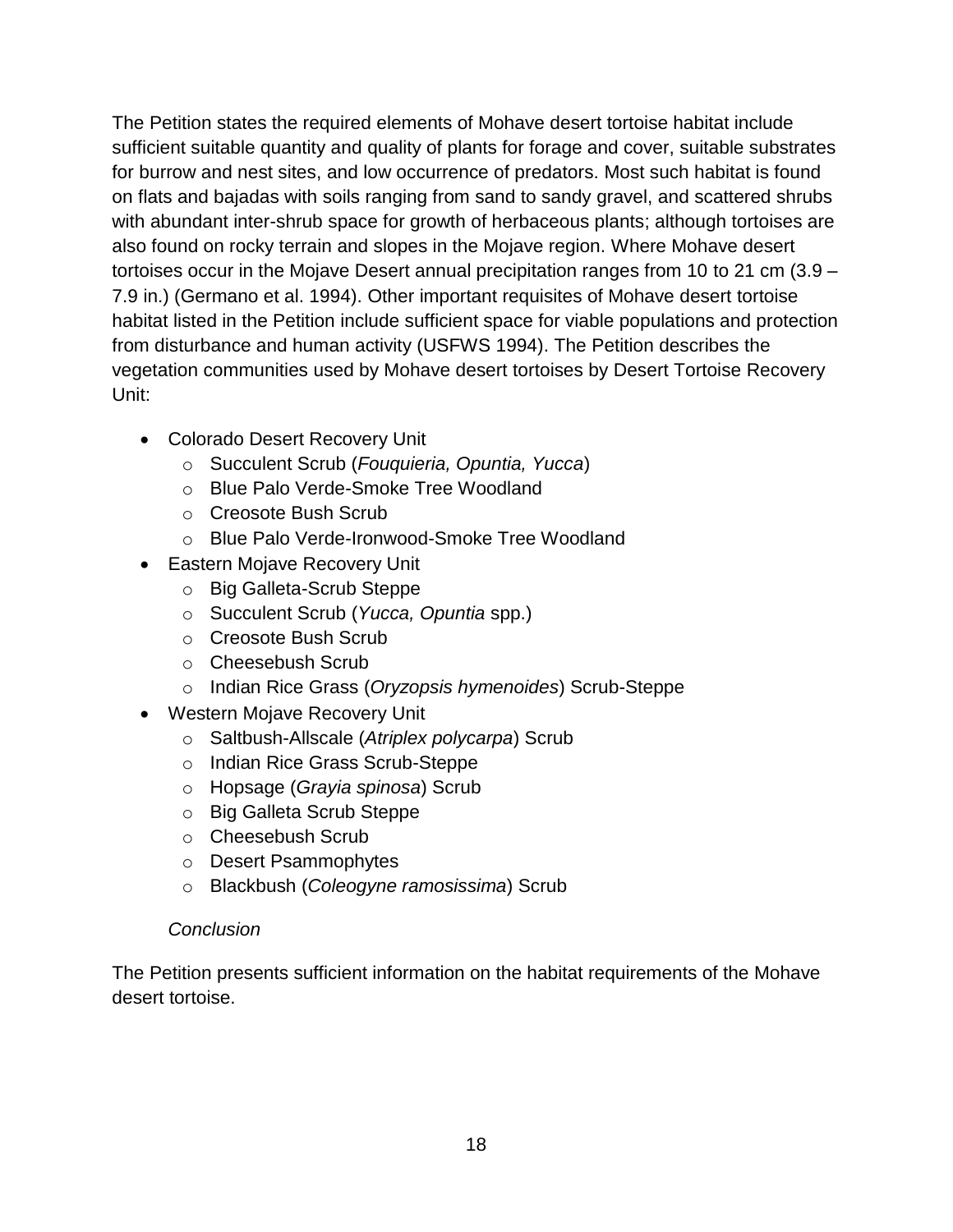The Petition states the required elements of Mohave desert tortoise habitat include sufficient suitable quantity and quality of plants for forage and cover, suitable substrates for burrow and nest sites, and low occurrence of predators. Most such habitat is found on flats and bajadas with soils ranging from sand to sandy gravel, and scattered shrubs with abundant inter-shrub space for growth of herbaceous plants; although tortoises are also found on rocky terrain and slopes in the Mojave region. Where Mohave desert tortoises occur in the Mojave Desert annual precipitation ranges from 10 to 21 cm (3.9 – 7.9 in.) (Germano et al. 1994). Other important requisites of Mohave desert tortoise habitat listed in the Petition include sufficient space for viable populations and protection from disturbance and human activity (USFWS 1994). The Petition describes the vegetation communities used by Mohave desert tortoises by Desert Tortoise Recovery Unit:

- Colorado Desert Recovery Unit
  - Succulent Scrub (*Fouquieria, Opuntia, Yucca*)
  - Blue Palo Verde-Smoke Tree Woodland
  - Creosote Bush Scrub
  - Blue Palo Verde-Ironwood-Smoke Tree Woodland
- Eastern Mojave Recovery Unit
  - Big Galleta-Scrub Steppe
  - Succulent Scrub (*Yucca, Opuntia* spp.)
  - Creosote Bush Scrub
  - Cheesebush Scrub
  - Indian Rice Grass (*Oryzopsis hymenoides*) Scrub-Steppe
- Western Mojave Recovery Unit
  - Saltbush-Allscale (*Atriplex polycarpa*) Scrub
  - Indian Rice Grass Scrub-Steppe
  - Hopsage (*Grayia spinosa*) Scrub
  - Big Galleta Scrub Steppe
  - Cheesebush Scrub
  - Desert Psammophytes
  - Blackbush (*Coleogyne ramosissima*) Scrub

*Conclusion*

The Petition presents sufficient information on the habitat requirements of the Mohave desert tortoise.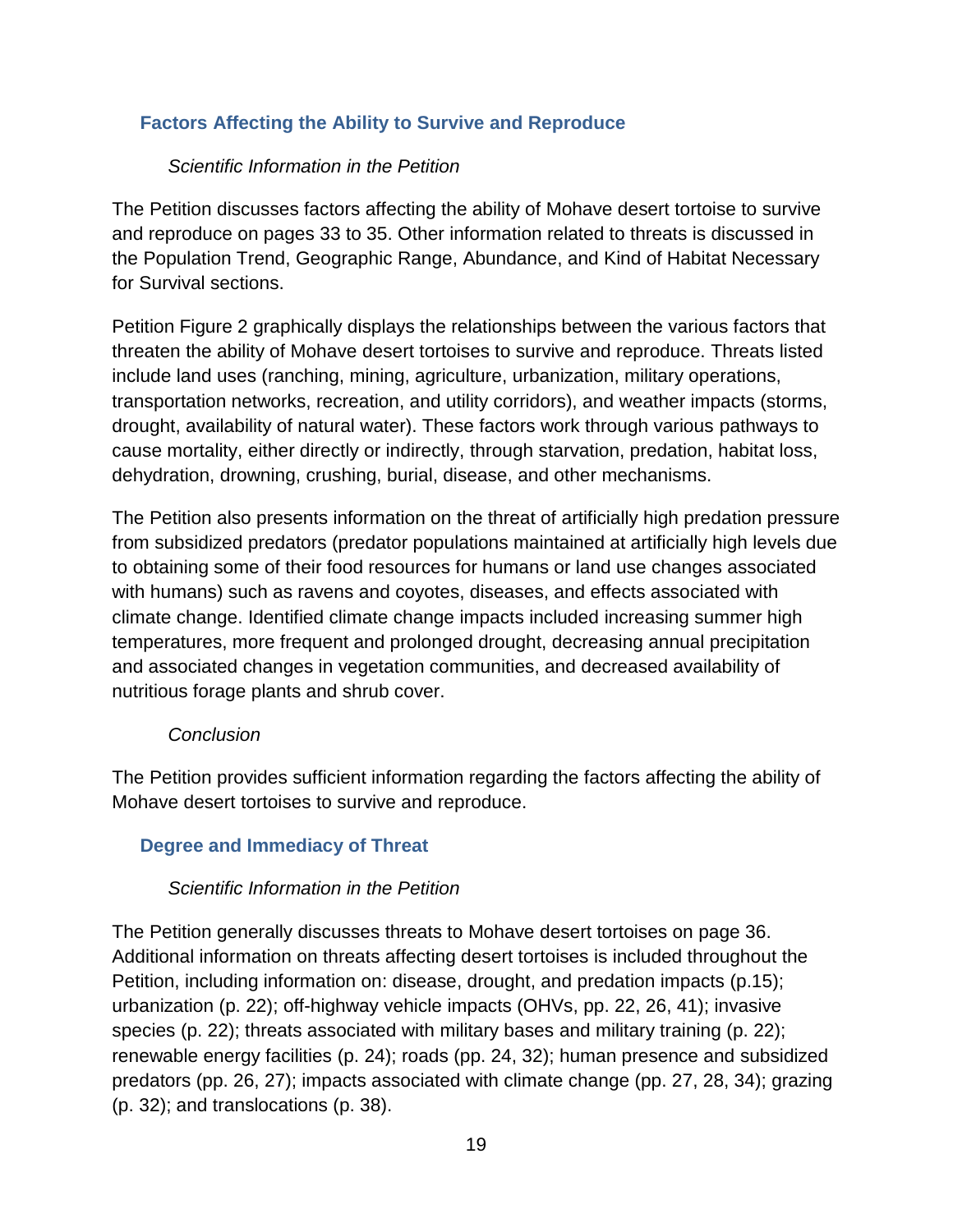## Factors Affecting the Ability to Survive and Reproduce

*Scientific Information in the Petition*

The Petition discusses factors affecting the ability of Mohave desert tortoise to survive and reproduce on pages 33 to 35. Other information related to threats is discussed in the Population Trend, Geographic Range, Abundance, and Kind of Habitat Necessary for Survival sections.

Petition Figure 2 graphically displays the relationships between the various factors that threaten the ability of Mohave desert tortoises to survive and reproduce. Threats listed include land uses (ranching, mining, agriculture, urbanization, military operations, transportation networks, recreation, and utility corridors), and weather impacts (storms, drought, availability of natural water). These factors work through various pathways to cause mortality, either directly or indirectly, through starvation, predation, habitat loss, dehydration, drowning, crushing, burial, disease, and other mechanisms.

The Petition also presents information on the threat of artificially high predation pressure from subsidized predators (predator populations maintained at artificially high levels due to obtaining some of their food resources for humans or land use changes associated with humans) such as ravens and coyotes, diseases, and effects associated with climate change. Identified climate change impacts included increasing summer high temperatures, more frequent and prolonged drought, decreasing annual precipitation and associated changes in vegetation communities, and decreased availability of nutritious forage plants and shrub cover.

*Conclusion*

The Petition provides sufficient information regarding the factors affecting the ability of Mohave desert tortoises to survive and reproduce.

## Degree and Immediacy of Threat

*Scientific Information in the Petition*

The Petition generally discusses threats to Mohave desert tortoises on page 36. Additional information on threats affecting desert tortoises is included throughout the Petition, including information on: disease, drought, and predation impacts (p.15); urbanization (p. 22); off-highway vehicle impacts (OHVs, pp. 22, 26, 41); invasive species (p. 22); threats associated with military bases and military training (p. 22); renewable energy facilities (p. 24); roads (pp. 24, 32); human presence and subsidized predators (pp. 26, 27); impacts associated with climate change (pp. 27, 28, 34); grazing (p. 32); and translocations (p. 38).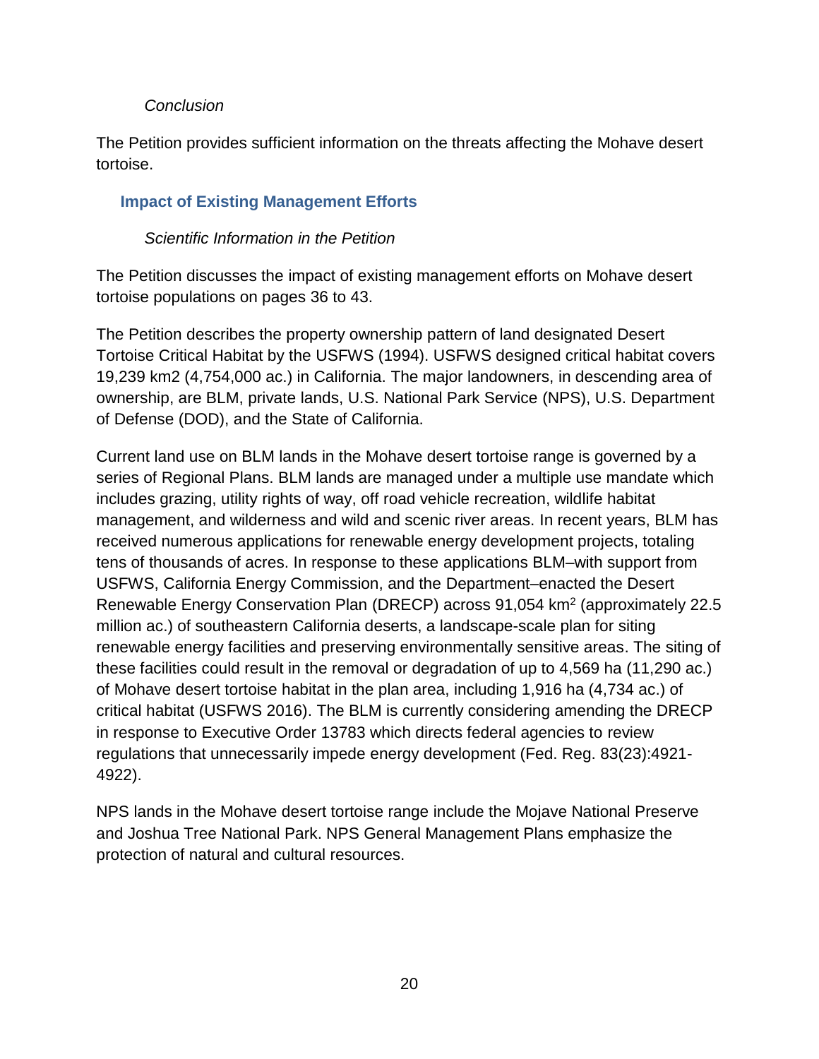*Conclusion*

The Petition provides sufficient information on the threats affecting the Mohave desert tortoise.

### Impact of Existing Management Efforts

*Scientific Information in the Petition*

The Petition discusses the impact of existing management efforts on Mohave desert tortoise populations on pages 36 to 43.

The Petition describes the property ownership pattern of land designated Desert Tortoise Critical Habitat by the USFWS (1994). USFWS designed critical habitat covers 19,239 km2 (4,754,000 ac.) in California. The major landowners, in descending area of ownership, are BLM, private lands, U.S. National Park Service (NPS), U.S. Department of Defense (DOD), and the State of California.

Current land use on BLM lands in the Mohave desert tortoise range is governed by a series of Regional Plans. BLM lands are managed under a multiple use mandate which includes grazing, utility rights of way, off road vehicle recreation, wildlife habitat management, and wilderness and wild and scenic river areas. In recent years, BLM has received numerous applications for renewable energy development projects, totaling tens of thousands of acres. In response to these applications BLM–with support from USFWS, California Energy Commission, and the Department–enacted the Desert Renewable Energy Conservation Plan (DRECP) across 91,054 km$^2$ (approximately 22.5 million ac.) of southeastern California deserts, a landscape-scale plan for siting renewable energy facilities and preserving environmentally sensitive areas. The siting of these facilities could result in the removal or degradation of up to 4,569 ha (11,290 ac.) of Mohave desert tortoise habitat in the plan area, including 1,916 ha (4,734 ac.) of critical habitat (USFWS 2016). The BLM is currently considering amending the DRECP in response to Executive Order 13783 which directs federal agencies to review regulations that unnecessarily impede energy development (Fed. Reg. 83(23):4921-4922).

NPS lands in the Mohave desert tortoise range include the Mojave National Preserve and Joshua Tree National Park. NPS General Management Plans emphasize the protection of natural and cultural resources.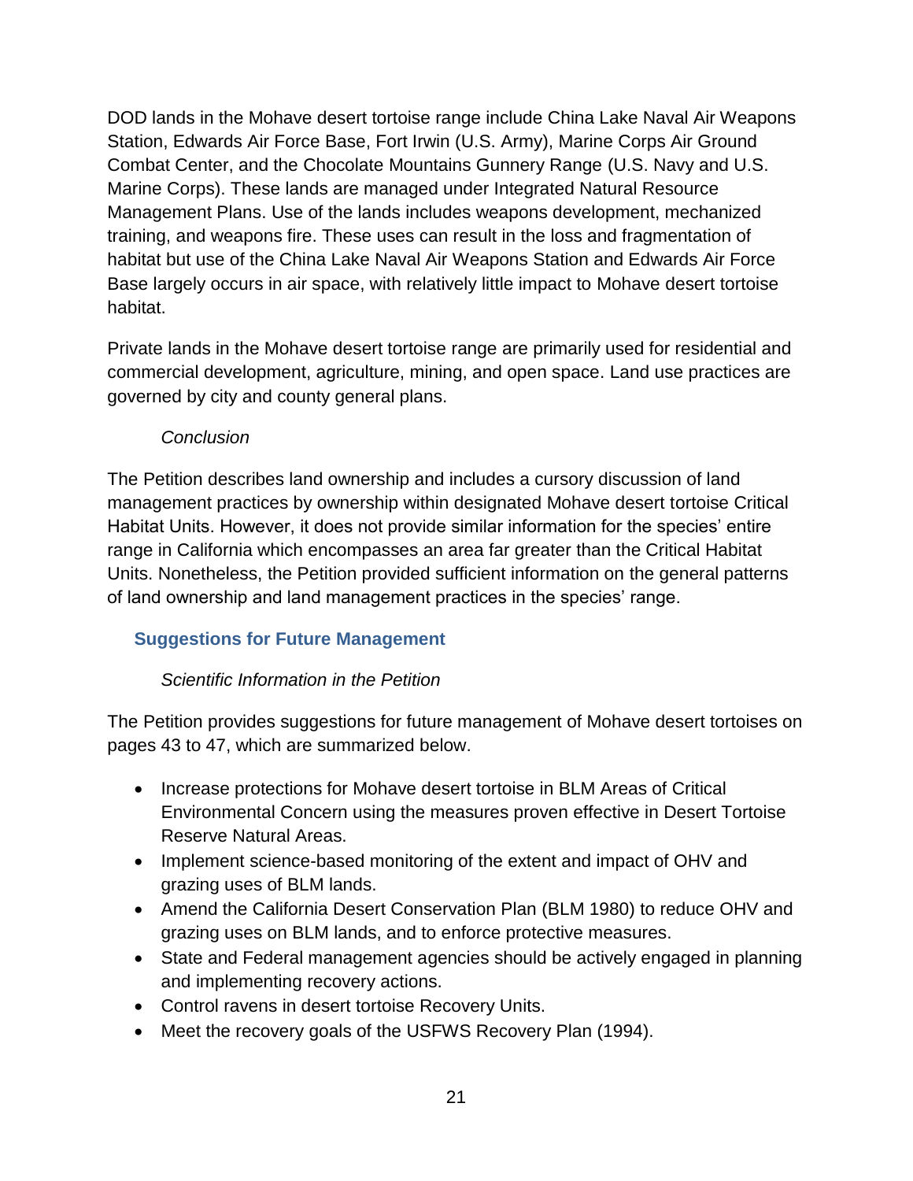DOD lands in the Mohave desert tortoise range include China Lake Naval Air Weapons Station, Edwards Air Force Base, Fort Irwin (U.S. Army), Marine Corps Air Ground Combat Center, and the Chocolate Mountains Gunnery Range (U.S. Navy and U.S. Marine Corps). These lands are managed under Integrated Natural Resource Management Plans. Use of the lands includes weapons development, mechanized training, and weapons fire. These uses can result in the loss and fragmentation of habitat but use of the China Lake Naval Air Weapons Station and Edwards Air Force Base largely occurs in air space, with relatively little impact to Mohave desert tortoise habitat.

Private lands in the Mohave desert tortoise range are primarily used for residential and commercial development, agriculture, mining, and open space. Land use practices are governed by city and county general plans.

#### *Conclusion*

The Petition describes land ownership and includes a cursory discussion of land management practices by ownership within designated Mohave desert tortoise Critical Habitat Units. However, it does not provide similar information for the species' entire range in California which encompasses an area far greater than the Critical Habitat Units. Nonetheless, the Petition provided sufficient information on the general patterns of land ownership and land management practices in the species' range.

### Suggestions for Future Management

#### *Scientific Information in the Petition*

The Petition provides suggestions for future management of Mohave desert tortoises on pages 43 to 47, which are summarized below.

- Increase protections for Mohave desert tortoise in BLM Areas of Critical Environmental Concern using the measures proven effective in Desert Tortoise Reserve Natural Areas.
- Implement science-based monitoring of the extent and impact of OHV and grazing uses of BLM lands.
- Amend the California Desert Conservation Plan (BLM 1980) to reduce OHV and grazing uses on BLM lands, and to enforce protective measures.
- State and Federal management agencies should be actively engaged in planning and implementing recovery actions.
- Control ravens in desert tortoise Recovery Units.
- Meet the recovery goals of the USFWS Recovery Plan (1994).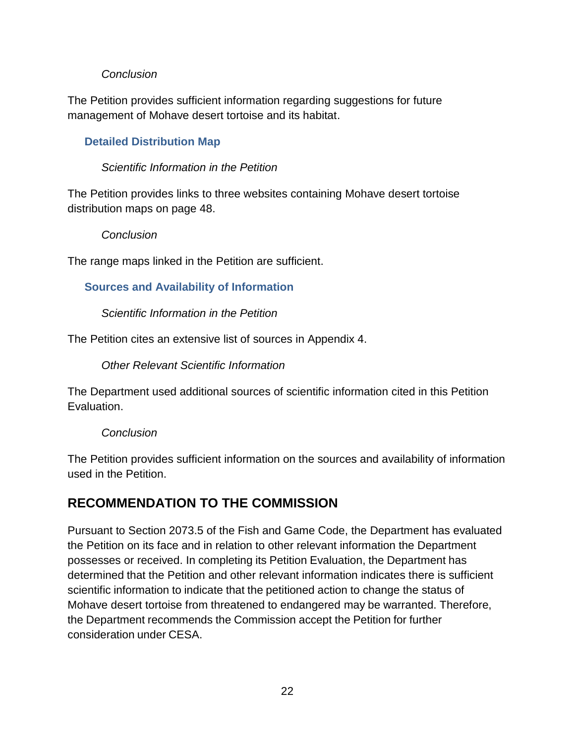*Conclusion*

The Petition provides sufficient information regarding suggestions for future management of Mohave desert tortoise and its habitat.

### Detailed Distribution Map

*Scientific Information in the Petition*

The Petition provides links to three websites containing Mohave desert tortoise distribution maps on page 48.

*Conclusion*

The range maps linked in the Petition are sufficient.

### Sources and Availability of Information

*Scientific Information in the Petition*

The Petition cites an extensive list of sources in Appendix 4.

*Other Relevant Scientific Information*

The Department used additional sources of scientific information cited in this Petition Evaluation.

*Conclusion*

The Petition provides sufficient information on the sources and availability of information used in the Petition.

## RECOMMENDATION TO THE COMMISSION

Pursuant to Section 2073.5 of the Fish and Game Code, the Department has evaluated the Petition on its face and in relation to other relevant information the Department possesses or received. In completing its Petition Evaluation, the Department has determined that the Petition and other relevant information indicates there is sufficient scientific information to indicate that the petitioned action to change the status of Mohave desert tortoise from threatened to endangered may be warranted. Therefore, the Department recommends the Commission accept the Petition for further consideration under CESA.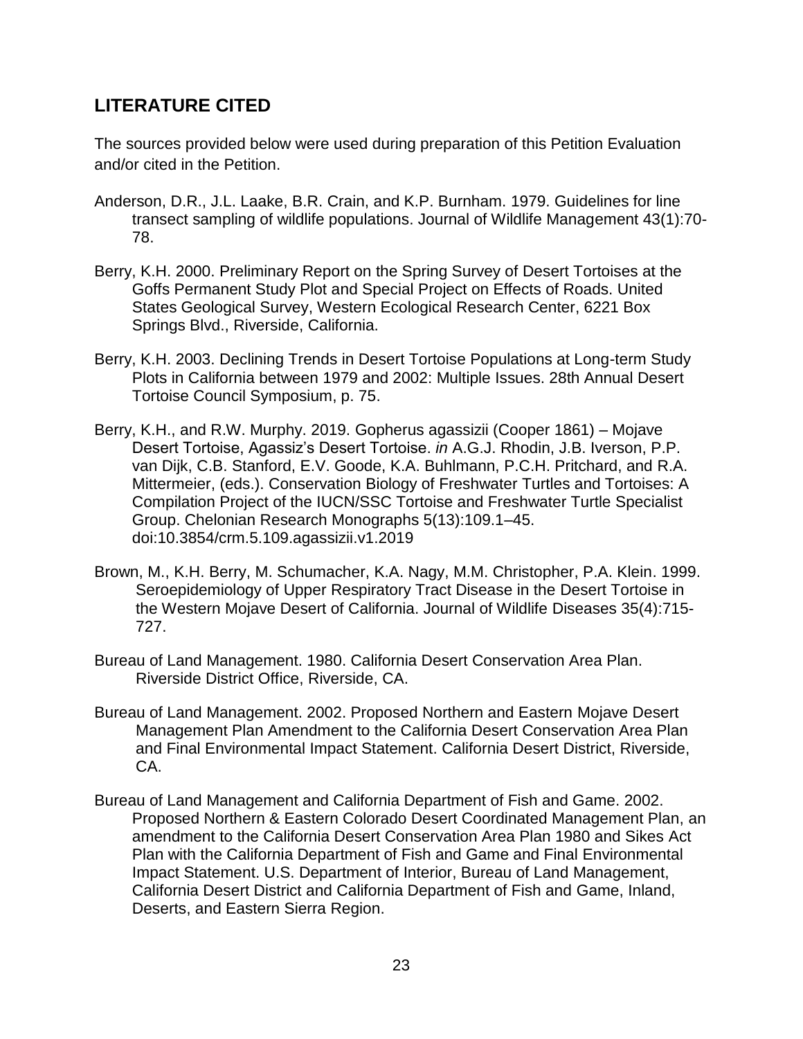## LITERATURE CITED

The sources provided below were used during preparation of this Petition Evaluation and/or cited in the Petition.

Anderson, D.R., J.L. Laake, B.R. Crain, and K.P. Burnham. 1979. Guidelines for line transect sampling of wildlife populations. Journal of Wildlife Management 43(1):70-78.

Berry, K.H. 2000. Preliminary Report on the Spring Survey of Desert Tortoises at the Goffs Permanent Study Plot and Special Project on Effects of Roads. United States Geological Survey, Western Ecological Research Center, 6221 Box Springs Blvd., Riverside, California.

Berry, K.H. 2003. Declining Trends in Desert Tortoise Populations at Long-term Study Plots in California between 1979 and 2002: Multiple Issues. 28th Annual Desert Tortoise Council Symposium, p. 75.

Berry, K.H., and R.W. Murphy. 2019. Gopherus agassizii (Cooper 1861) – Mojave Desert Tortoise, Agassiz's Desert Tortoise. *in* A.G.J. Rhodin, J.B. Iverson, P.P. van Dijk, C.B. Stanford, E.V. Goode, K.A. Buhlmann, P.C.H. Pritchard, and R.A. Mittermeier, (eds.). Conservation Biology of Freshwater Turtles and Tortoises: A Compilation Project of the IUCN/SSC Tortoise and Freshwater Turtle Specialist Group. Chelonian Research Monographs 5(13):109.1–45. doi:10.3854/crm.5.109.agassizii.v1.2019

Brown, M., K.H. Berry, M. Schumacher, K.A. Nagy, M.M. Christopher, P.A. Klein. 1999. Seroepidemiology of Upper Respiratory Tract Disease in the Desert Tortoise in the Western Mojave Desert of California. Journal of Wildlife Diseases 35(4):715-727.

Bureau of Land Management. 1980. California Desert Conservation Area Plan. Riverside District Office, Riverside, CA.

Bureau of Land Management. 2002. Proposed Northern and Eastern Mojave Desert Management Plan Amendment to the California Desert Conservation Area Plan and Final Environmental Impact Statement. California Desert District, Riverside, CA.

Bureau of Land Management and California Department of Fish and Game. 2002. Proposed Northern & Eastern Colorado Desert Coordinated Management Plan, an amendment to the California Desert Conservation Area Plan 1980 and Sikes Act Plan with the California Department of Fish and Game and Final Environmental Impact Statement. U.S. Department of Interior, Bureau of Land Management, California Desert District and California Department of Fish and Game, Inland, Deserts, and Eastern Sierra Region.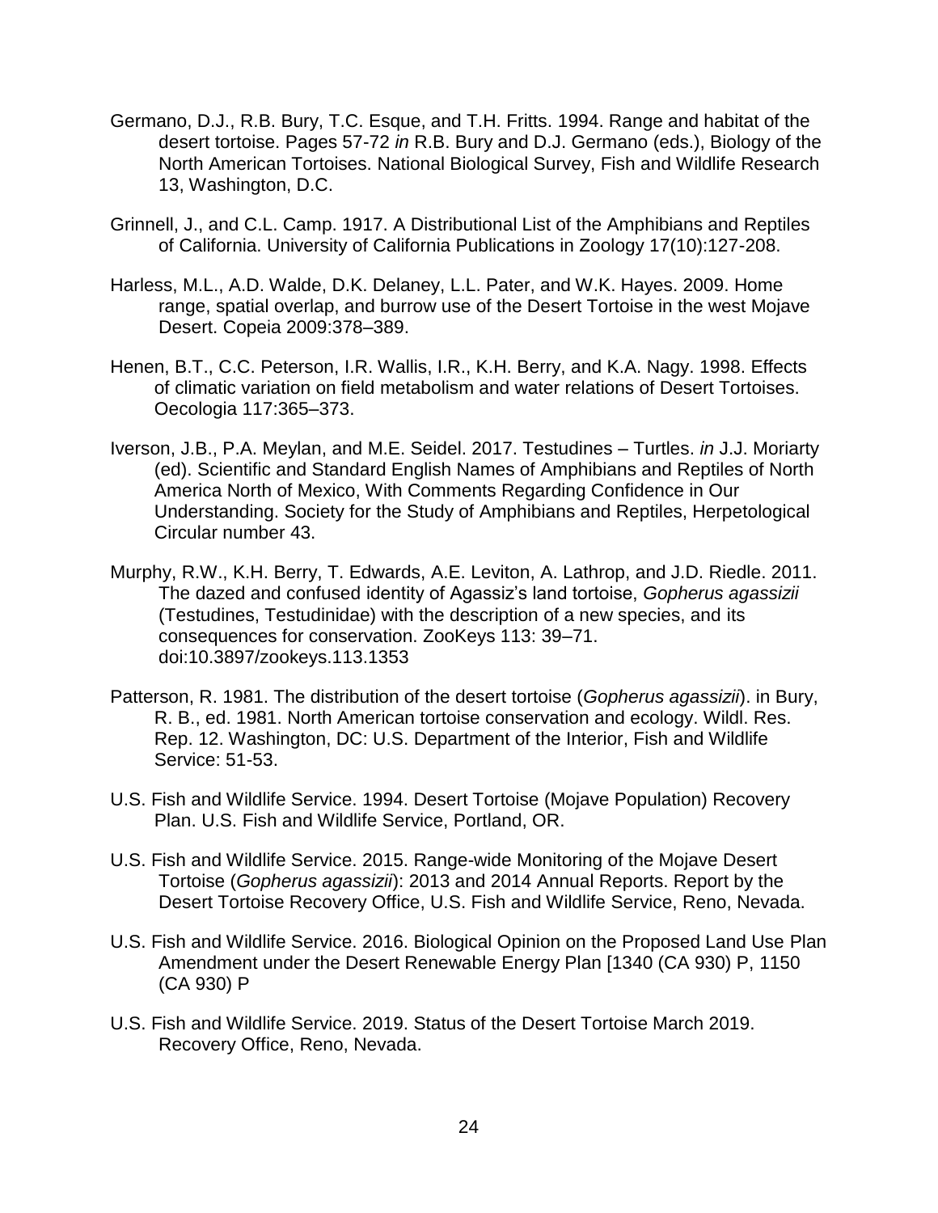Germano, D.J., R.B. Bury, T.C. Esque, and T.H. Fritts. 1994. Range and habitat of the desert tortoise. Pages 57-72 *in* R.B. Bury and D.J. Germano (eds.), Biology of the North American Tortoises. National Biological Survey, Fish and Wildlife Research 13, Washington, D.C.

Grinnell, J., and C.L. Camp. 1917. A Distributional List of the Amphibians and Reptiles of California. University of California Publications in Zoology 17(10):127-208.

Harless, M.L., A.D. Walde, D.K. Delaney, L.L. Pater, and W.K. Hayes. 2009. Home range, spatial overlap, and burrow use of the Desert Tortoise in the west Mojave Desert. Copeia 2009:378–389.

Henen, B.T., C.C. Peterson, I.R. Wallis, I.R., K.H. Berry, and K.A. Nagy. 1998. Effects of climatic variation on field metabolism and water relations of Desert Tortoises. Oecologia 117:365–373.

Iverson, J.B., P.A. Meylan, and M.E. Seidel. 2017. Testudines – Turtles. *in* J.J. Moriarty (ed). Scientific and Standard English Names of Amphibians and Reptiles of North America North of Mexico, With Comments Regarding Confidence in Our Understanding. Society for the Study of Amphibians and Reptiles, Herpetological Circular number 43.

Murphy, R.W., K.H. Berry, T. Edwards, A.E. Leviton, A. Lathrop, and J.D. Riedle. 2011. The dazed and confused identity of Agassiz's land tortoise, *Gopherus agassizii* (Testudines, Testudinidae) with the description of a new species, and its consequences for conservation. ZooKeys 113: 39–71. doi:10.3897/zookeys.113.1353

Patterson, R. 1981. The distribution of the desert tortoise (*Gopherus agassizii*). in Bury, R. B., ed. 1981. North American tortoise conservation and ecology. Wildl. Res. Rep. 12. Washington, DC: U.S. Department of the Interior, Fish and Wildlife Service: 51-53.

U.S. Fish and Wildlife Service. 1994. Desert Tortoise (Mojave Population) Recovery Plan. U.S. Fish and Wildlife Service, Portland, OR.

U.S. Fish and Wildlife Service. 2015. Range-wide Monitoring of the Mojave Desert Tortoise (*Gopherus agassizii*): 2013 and 2014 Annual Reports. Report by the Desert Tortoise Recovery Office, U.S. Fish and Wildlife Service, Reno, Nevada.

U.S. Fish and Wildlife Service. 2016. Biological Opinion on the Proposed Land Use Plan Amendment under the Desert Renewable Energy Plan [1340 (CA 930) P, 1150 (CA 930) P

U.S. Fish and Wildlife Service. 2019. Status of the Desert Tortoise March 2019. Recovery Office, Reno, Nevada.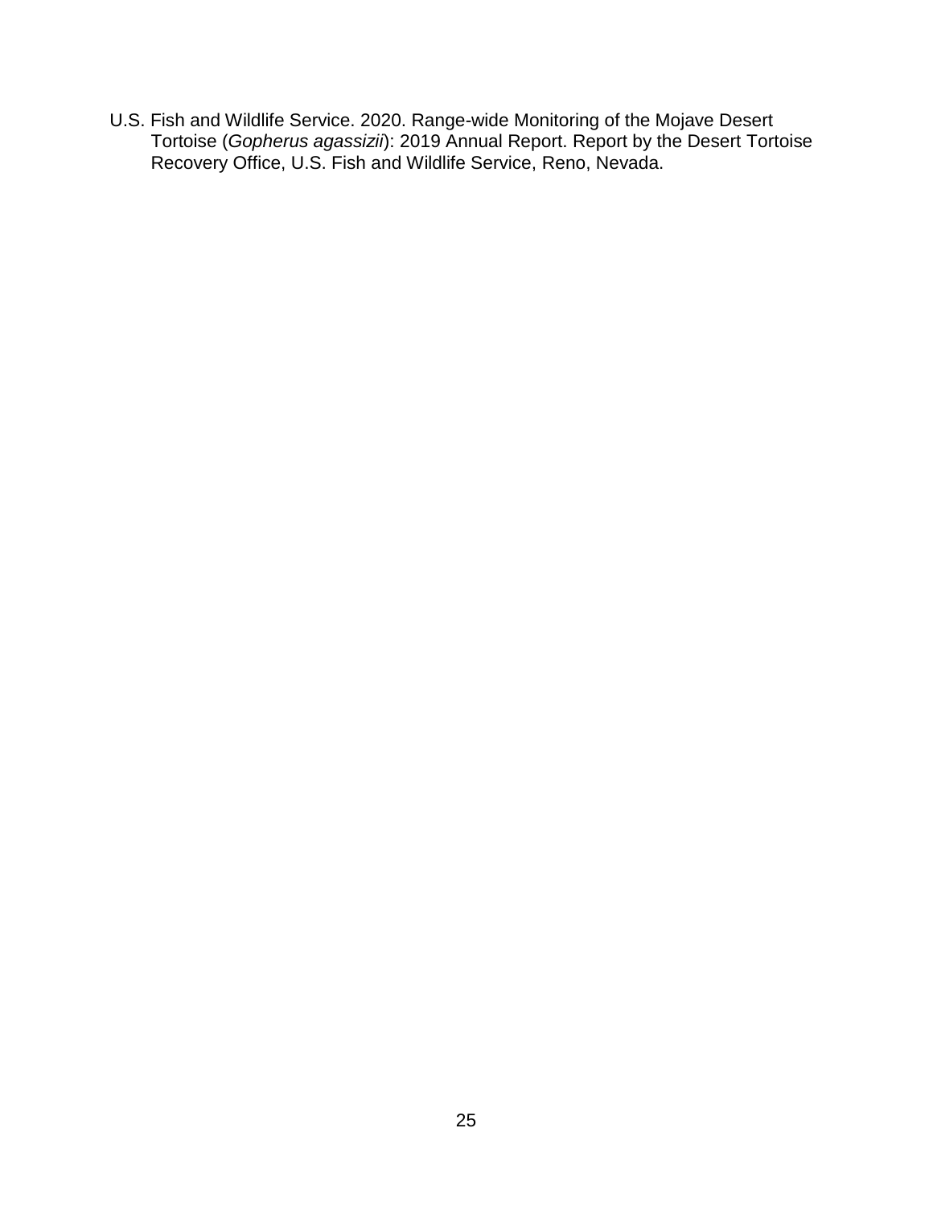U.S. Fish and Wildlife Service. 2020. Range-wide Monitoring of the Mojave Desert Tortoise (*Gopherus agassizii*): 2019 Annual Report. Report by the Desert Tortoise Recovery Office, U.S. Fish and Wildlife Service, Reno, Nevada.